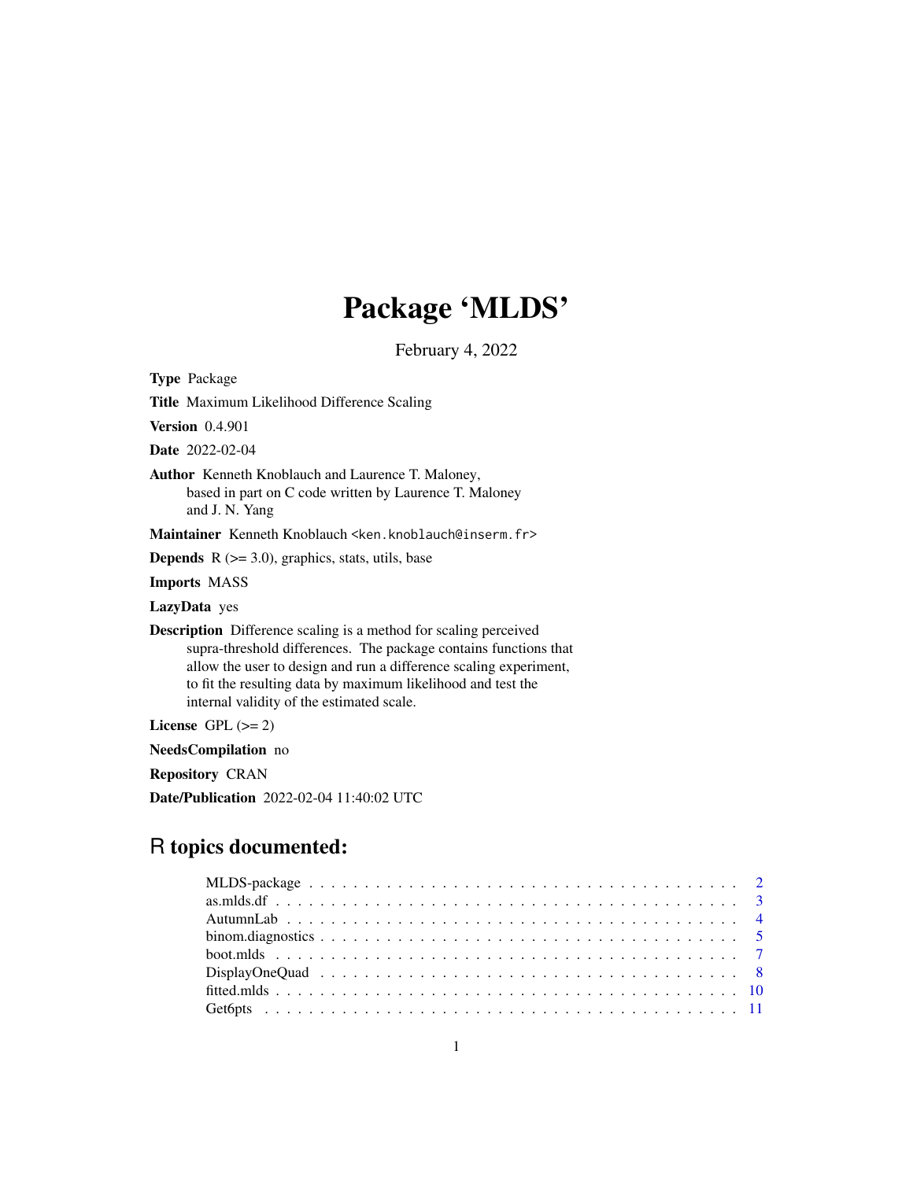# Package 'MLDS'

February 4, 2022

**Type** Package

**Title** Maximum Likelihood Difference Scaling

**Version** 0.4.901

**Date** 2022-02-04

**Author** Kenneth Knoblauch and Laurence T. Maloney, based in part on C code written by Laurence T. Maloney and J. N. Yang

**Maintainer** Kenneth Knoblauch <ken.knoblauch@inserm.fr>

**Depends** R (>= 3.0), graphics, stats, utils, base

**Imports** MASS

**LazyData** yes

**Description** Difference scaling is a method for scaling perceived supra-threshold differences. The package contains functions that allow the user to design and run a difference scaling experiment, to fit the resulting data by maximum likelihood and test the internal validity of the estimated scale.

**License** GPL (>= 2)

**NeedsCompilation** no

**Repository** CRAN

**Date/Publication** 2022-02-04 11:40:02 UTC

## R topics documented:

- MLDS-package . . . . . . . . . . . . . . . . . . . . . . . . . . . . . . . . . . . . . 2
- as.mlds.df . . . . . . . . . . . . . . . . . . . . . . . . . . . . . . . . . . . . . . . 3
- AutumnLab . . . . . . . . . . . . . . . . . . . . . . . . . . . . . . . . . . . . . . 4
- binom.diagnostics . . . . . . . . . . . . . . . . . . . . . . . . . . . . . . . . . . . 5
- boot.mlds . . . . . . . . . . . . . . . . . . . . . . . . . . . . . . . . . . . . . . . 7
- DisplayOneQuad . . . . . . . . . . . . . . . . . . . . . . . . . . . . . . . . . . . 8
- fitted.mlds . . . . . . . . . . . . . . . . . . . . . . . . . . . . . . . . . . . . . . 10
- Get6pts . . . . . . . . . . . . . . . . . . . . . . . . . . . . . . . . . . . . . . . . 11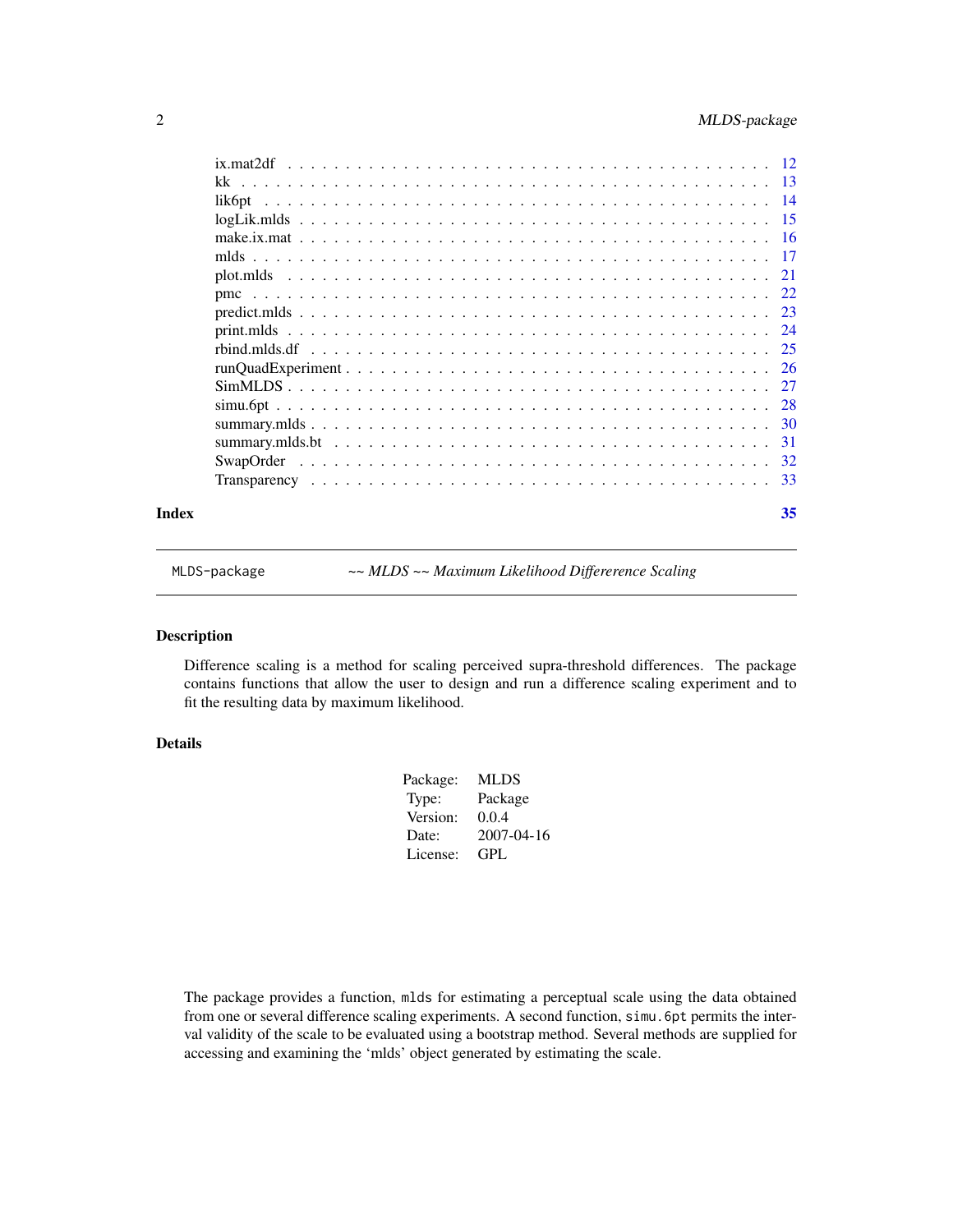ix.mat2df . . . . . . . . . . . . . . . . . . . . . . . . . . . . . . . . . . . . . . . . 12
kk . . . . . . . . . . . . . . . . . . . . . . . . . . . . . . . . . . . . . . . . . . . 13
lik6pt . . . . . . . . . . . . . . . . . . . . . . . . . . . . . . . . . . . . . . . . . 14
logLik.mlds . . . . . . . . . . . . . . . . . . . . . . . . . . . . . . . . . . . . . . . 15
make.ix.mat . . . . . . . . . . . . . . . . . . . . . . . . . . . . . . . . . . . . . . . 16
mlds . . . . . . . . . . . . . . . . . . . . . . . . . . . . . . . . . . . . . . . . . . 17
plot.mlds . . . . . . . . . . . . . . . . . . . . . . . . . . . . . . . . . . . . . . . . 21
pmc . . . . . . . . . . . . . . . . . . . . . . . . . . . . . . . . . . . . . . . . . . . 22
predict.mlds . . . . . . . . . . . . . . . . . . . . . . . . . . . . . . . . . . . . . . 23
print.mlds . . . . . . . . . . . . . . . . . . . . . . . . . . . . . . . . . . . . . . . 24
rbind.mlds.df . . . . . . . . . . . . . . . . . . . . . . . . . . . . . . . . . . . . . . 25
runQuadExperiment . . . . . . . . . . . . . . . . . . . . . . . . . . . . . . . . . . . . 26
SimMLDS . . . . . . . . . . . . . . . . . . . . . . . . . . . . . . . . . . . . . . . . . 27
simu.6pt . . . . . . . . . . . . . . . . . . . . . . . . . . . . . . . . . . . . . . . . . 28
summary.mlds . . . . . . . . . . . . . . . . . . . . . . . . . . . . . . . . . . . . . . . 30
summary.mlds.bt . . . . . . . . . . . . . . . . . . . . . . . . . . . . . . . . . . . . . 31
SwapOrder . . . . . . . . . . . . . . . . . . . . . . . . . . . . . . . . . . . . . . . . 32
Transparency . . . . . . . . . . . . . . . . . . . . . . . . . . . . . . . . . . . . . . . 33

**Index** **35**

---

`MLDS-package` *~~ MLDS ~~ Maximum Likelihood Differerence Scaling*

---

## Description

Difference scaling is a method for scaling perceived supra-threshold differences. The package contains functions that allow the user to design and run a difference scaling experiment and to fit the resulting data by maximum likelihood.

## Details

| | |
|---|---|
| Package: | MLDS |
| Type: | Package |
| Version: | 0.0.4 |
| Date: | 2007-04-16 |
| License: | GPL |

The package provides a function, `mlds` for estimating a perceptual scale using the data obtained from one or several difference scaling experiments. A second function, `simu.6pt` permits the interval validity of the scale to be evaluated using a bootstrap method. Several methods are supplied for accessing and examining the 'mlds' object generated by estimating the scale.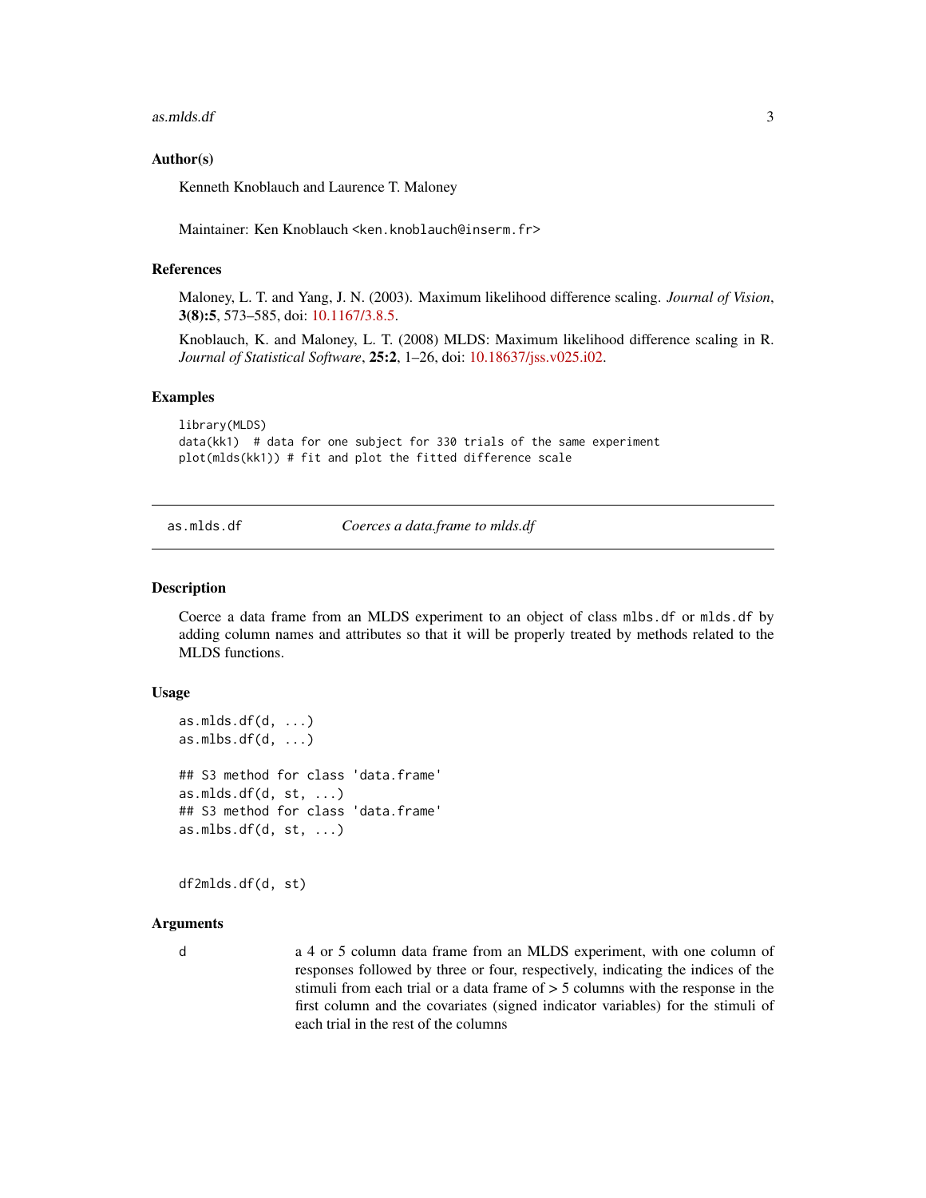### Author(s)

Kenneth Knoblauch and Laurence T. Maloney

Maintainer: Ken Knoblauch <ken.knoblauch@inserm.fr>

### References

Maloney, L. T. and Yang, J. N. (2003). Maximum likelihood difference scaling. *Journal of Vision*, **3(8):5**, 573–585, doi: 10.1167/3.8.5.

Knoblauch, K. and Maloney, L. T. (2008) MLDS: Maximum likelihood difference scaling in R. *Journal of Statistical Software*, **25:2**, 1–26, doi: 10.18637/jss.v025.i02.

### Examples

```
library(MLDS)
data(kk1)  # data for one subject for 330 trials of the same experiment
plot(mlds(kk1)) # fit and plot the fitted difference scale
```

---

## as.mlds.df — *Coerces a data.frame to mlds.df*

### Description

Coerce a data frame from an MLDS experiment to an object of class `mlbs.df` or `mlds.df` by adding column names and attributes so that it will be properly treated by methods related to the MLDS functions.

### Usage

```
as.mlds.df(d, ...)
as.mlbs.df(d, ...)

## S3 method for class 'data.frame'
as.mlds.df(d, st, ...)
## S3 method for class 'data.frame'
as.mlbs.df(d, st, ...)


df2mlds.df(d, st)
```

### Arguments

`d` — a 4 or 5 column data frame from an MLDS experiment, with one column of responses followed by three or four, respectively, indicating the indices of the stimuli from each trial or a data frame of > 5 columns with the response in the first column and the covariates (signed indicator variables) for the stimuli of each trial in the rest of the columns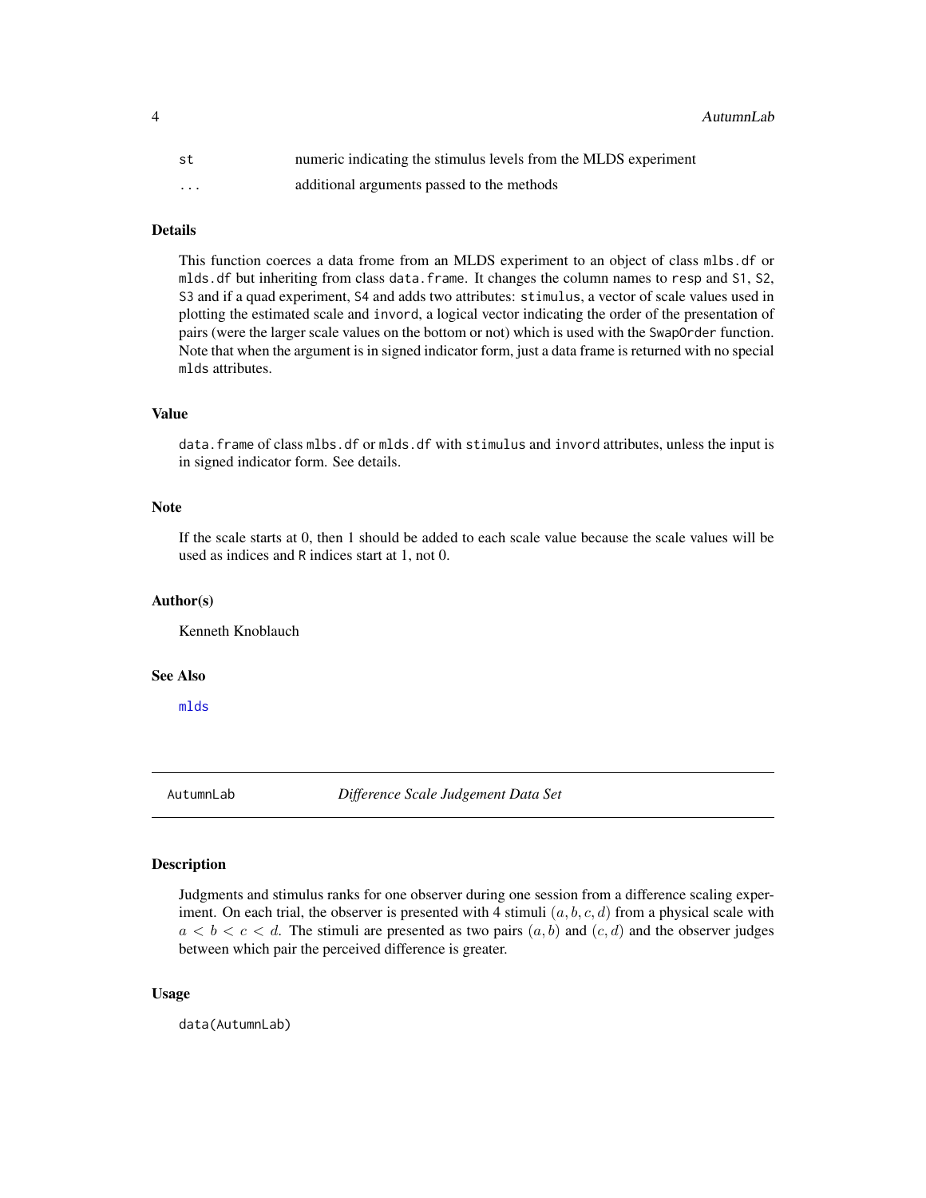| | |
|---|---|
| st | numeric indicating the stimulus levels from the MLDS experiment |
| ... | additional arguments passed to the methods |

### Details

This function coerces a data frome from an MLDS experiment to an object of class `mlbs.df` or `mlds.df` but inheriting from class `data.frame`. It changes the column names to `resp` and `S1`, `S2`, `S3` and if a quad experiment, `S4` and adds two attributes: `stimulus`, a vector of scale values used in plotting the estimated scale and `invord`, a logical vector indicating the order of the presentation of pairs (were the larger scale values on the bottom or not) which is used with the `SwapOrder` function. Note that when the argument is in signed indicator form, just a data frame is returned with no special `mlds` attributes.

### Value

`data.frame` of class `mlbs.df` or `mlds.df` with `stimulus` and `invord` attributes, unless the input is in signed indicator form. See details.

### Note

If the scale starts at 0, then 1 should be added to each scale value because the scale values will be used as indices and R indices start at 1, not 0.

### Author(s)

Kenneth Knoblauch

### See Also

mlds

---

## AutumnLab — *Difference Scale Judgement Data Set*

### Description

Judgments and stimulus ranks for one observer during one session from a difference scaling experiment. On each trial, the observer is presented with 4 stimuli $(a, b, c, d)$ from a physical scale with $a < b < c < d$. The stimuli are presented as two pairs $(a, b)$ and $(c, d)$ and the observer judges between which pair the perceived difference is greater.

### Usage

```
data(AutumnLab)
```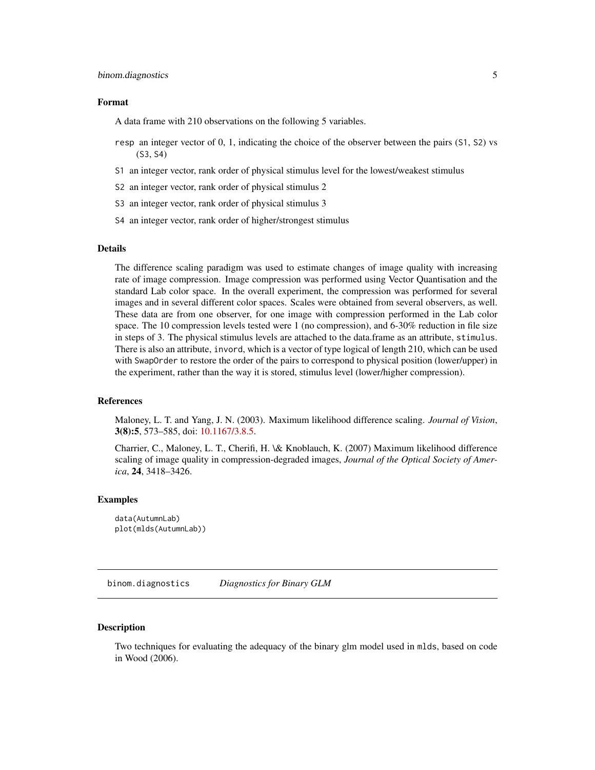## Format

A data frame with 210 observations on the following 5 variables.

- `resp` an integer vector of 0, 1, indicating the choice of the observer between the pairs (`S1`, `S2`) vs (`S3`, `S4`)
- `S1` an integer vector, rank order of physical stimulus level for the lowest/weakest stimulus
- `S2` an integer vector, rank order of physical stimulus 2
- `S3` an integer vector, rank order of physical stimulus 3
- `S4` an integer vector, rank order of higher/strongest stimulus

## Details

The difference scaling paradigm was used to estimate changes of image quality with increasing rate of image compression. Image compression was performed using Vector Quantisation and the standard Lab color space. In the overall experiment, the compression was performed for several images and in several different color spaces. Scales were obtained from several observers, as well. These data are from one observer, for one image with compression performed in the Lab color space. The 10 compression levels tested were 1 (no compression), and 6-30% reduction in file size in steps of 3. The physical stimulus levels are attached to the data.frame as an attribute, `stimulus`. There is also an attribute, `invord`, which is a vector of type logical of length 210, which can be used with `SwapOrder` to restore the order of the pairs to correspond to physical position (lower/upper) in the experiment, rather than the way it is stored, stimulus level (lower/higher compression).

## References

Maloney, L. T. and Yang, J. N. (2003). Maximum likelihood difference scaling. *Journal of Vision*, **3(8):5**, 573–585, doi: 10.1167/3.8.5.

Charrier, C., Maloney, L. T., Cherifi, H. \& Knoblauch, K. (2007) Maximum likelihood difference scaling of image quality in compression-degraded images, *Journal of the Optical Society of America*, **24**, 3418–3426.

## Examples

```
data(AutumnLab)
plot(mlds(AutumnLab))
```

---

# binom.diagnostics *Diagnostics for Binary GLM*

## Description

Two techniques for evaluating the adequacy of the binary glm model used in `mlds`, based on code in Wood (2006).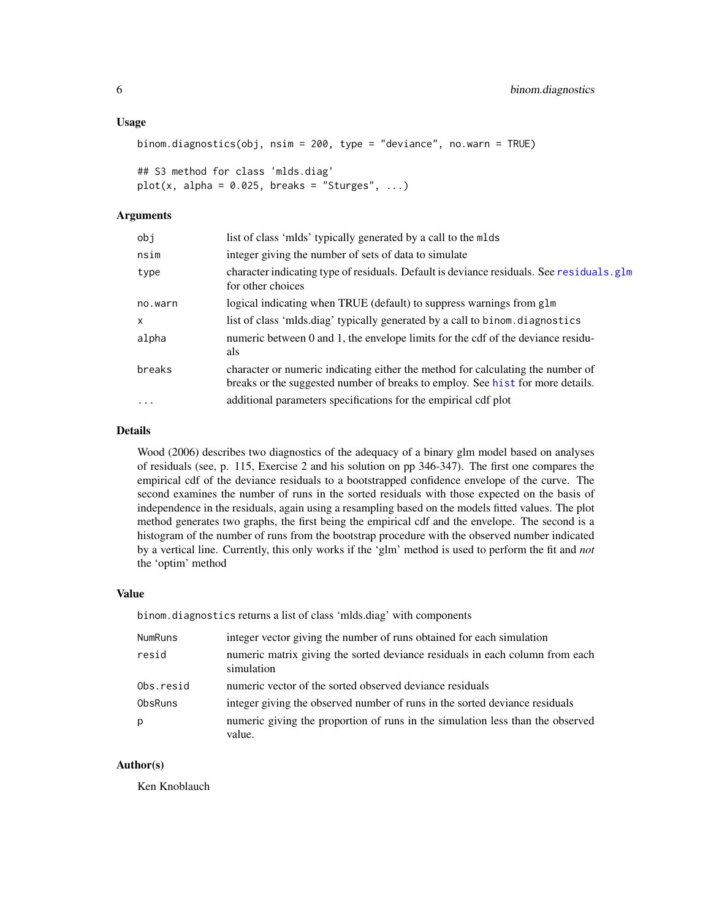### Usage

```
binom.diagnostics(obj, nsim = 200, type = "deviance", no.warn = TRUE)

## S3 method for class 'mlds.diag'
plot(x, alpha = 0.025, breaks = "Sturges", ...)
```

### Arguments

| | |
|---|---|
| `obj` | list of class 'mlds' typically generated by a call to the `mlds` |
| `nsim` | integer giving the number of sets of data to simulate |
| `type` | character indicating type of residuals. Default is deviance residuals. See `residuals.glm` for other choices |
| `no.warn` | logical indicating when TRUE (default) to suppress warnings from `glm` |
| `x` | list of class 'mlds.diag' typically generated by a call to `binom.diagnostics` |
| `alpha` | numeric between 0 and 1, the envelope limits for the cdf of the deviance residuals |
| `breaks` | character or numeric indicating either the method for calculating the number of breaks or the suggested number of breaks to employ. See `hist` for more details. |
| `...` | additional parameters specifications for the empirical cdf plot |

### Details

Wood (2006) describes two diagnostics of the adequacy of a binary glm model based on analyses of residuals (see, p. 115, Exercise 2 and his solution on pp 346-347). The first one compares the empirical cdf of the deviance residuals to a bootstrapped confidence envelope of the curve. The second examines the number of runs in the sorted residuals with those expected on the basis of independence in the residuals, again using a resampling based on the models fitted values. The plot method generates two graphs, the first being the empirical cdf and the envelope. The second is a histogram of the number of runs from the bootstrap procedure with the observed number indicated by a vertical line. Currently, this only works if the 'glm' method is used to perform the fit and *not* the 'optim' method

### Value

`binom.diagnostics` returns a list of class 'mlds.diag' with components

| | |
|---|---|
| `NumRuns` | integer vector giving the number of runs obtained for each simulation |
| `resid` | numeric matrix giving the sorted deviance residuals in each column from each simulation |
| `Obs.resid` | numeric vector of the sorted observed deviance residuals |
| `ObsRuns` | integer giving the observed number of runs in the sorted deviance residuals |
| `p` | numeric giving the proportion of runs in the simulation less than the observed value. |

### Author(s)

Ken Knoblauch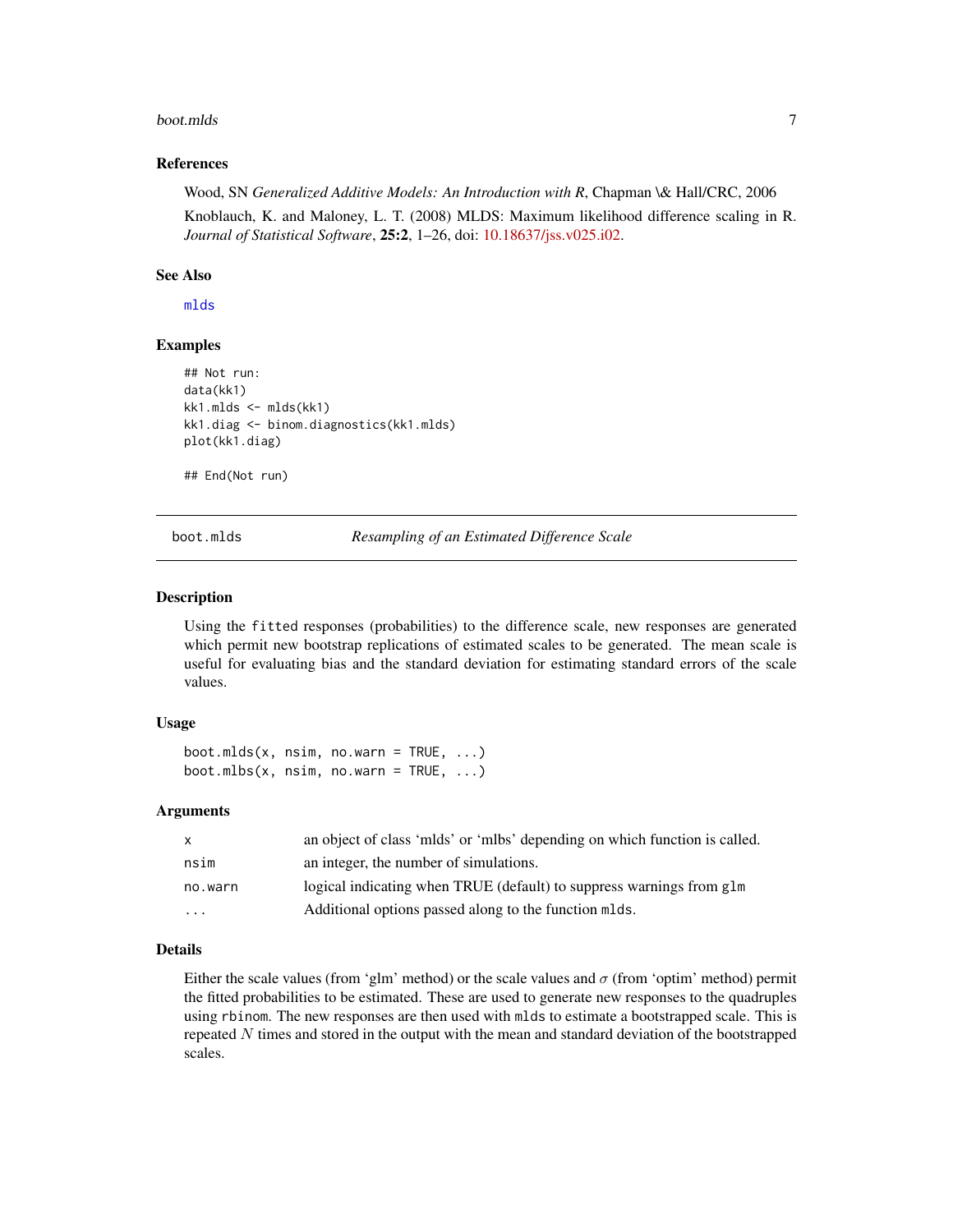### References

Wood, SN *Generalized Additive Models: An Introduction with R*, Chapman \& Hall/CRC, 2006

Knoblauch, K. and Maloney, L. T. (2008) MLDS: Maximum likelihood difference scaling in R. *Journal of Statistical Software*, **25:2**, 1–26, doi: 10.18637/jss.v025.i02.

### See Also

`mlds`

### Examples

```
## Not run:
data(kk1)
kk1.mlds <- mlds(kk1)
kk1.diag <- binom.diagnostics(kk1.mlds)
plot(kk1.diag)

## End(Not run)
```

---

## boot.mlds — *Resampling of an Estimated Difference Scale*

### Description

Using the `fitted` responses (probabilities) to the difference scale, new responses are generated which permit new bootstrap replications of estimated scales to be generated. The mean scale is useful for evaluating bias and the standard deviation for estimating standard errors of the scale values.

### Usage

```
boot.mlds(x, nsim, no.warn = TRUE, ...)
boot.mlbs(x, nsim, no.warn = TRUE, ...)
```

### Arguments

| | |
|---|---|
| `x` | an object of class 'mlds' or 'mlbs' depending on which function is called. |
| `nsim` | an integer, the number of simulations. |
| `no.warn` | logical indicating when TRUE (default) to suppress warnings from `glm` |
| `...` | Additional options passed along to the function `mlds`. |

### Details

Either the scale values (from 'glm' method) or the scale values and $\sigma$ (from 'optim' method) permit the fitted probabilities to be estimated. These are used to generate new responses to the quadruples using `rbinom`. The new responses are then used with `mlds` to estimate a bootstrapped scale. This is repeated $N$ times and stored in the output with the mean and standard deviation of the bootstrapped scales.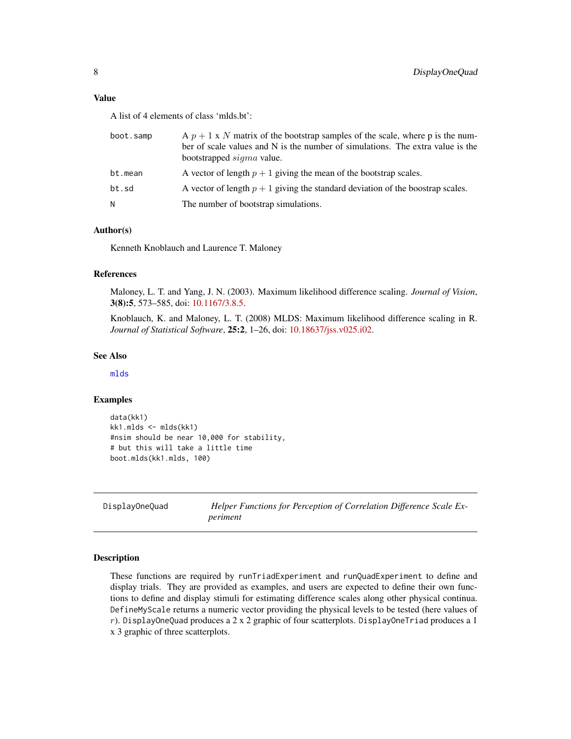### Value

A list of 4 elements of class 'mlds.bt':

| | |
|---|---|
| boot.samp | A $p + 1$ x $N$ matrix of the bootstrap samples of the scale, where p is the number of scale values and N is the number of simulations. The extra value is the bootstrapped $sigma$ value. |
| bt.mean | A vector of length $p + 1$ giving the mean of the bootstrap scales. |
| bt.sd | A vector of length $p + 1$ giving the standard deviation of the boostrap scales. |
| N | The number of bootstrap simulations. |

### Author(s)

Kenneth Knoblauch and Laurence T. Maloney

### References

Maloney, L. T. and Yang, J. N. (2003). Maximum likelihood difference scaling. *Journal of Vision*, **3(8):5**, 573–585, doi: 10.1167/3.8.5.

Knoblauch, K. and Maloney, L. T. (2008) MLDS: Maximum likelihood difference scaling in R. *Journal of Statistical Software*, **25:2**, 1–26, doi: 10.18637/jss.v025.i02.

### See Also

mlds

### Examples

```
data(kk1)
kk1.mlds <- mlds(kk1)
#nsim should be near 10,000 for stability,
# but this will take a little time
boot.mlds(kk1.mlds, 100)
```

---

## DisplayOneQuad — *Helper Functions for Perception of Correlation Difference Scale Experiment*

---

### Description

These functions are required by runTriadExperiment and runQuadExperiment to define and display trials. They are provided as examples, and users are expected to define their own functions to define and display stimuli for estimating difference scales along other physical continua. DefineMyScale returns a numeric vector providing the physical levels to be tested (here values of $r$). DisplayOneQuad produces a 2 x 2 graphic of four scatterplots. DisplayOneTriad produces a 1 x 3 graphic of three scatterplots.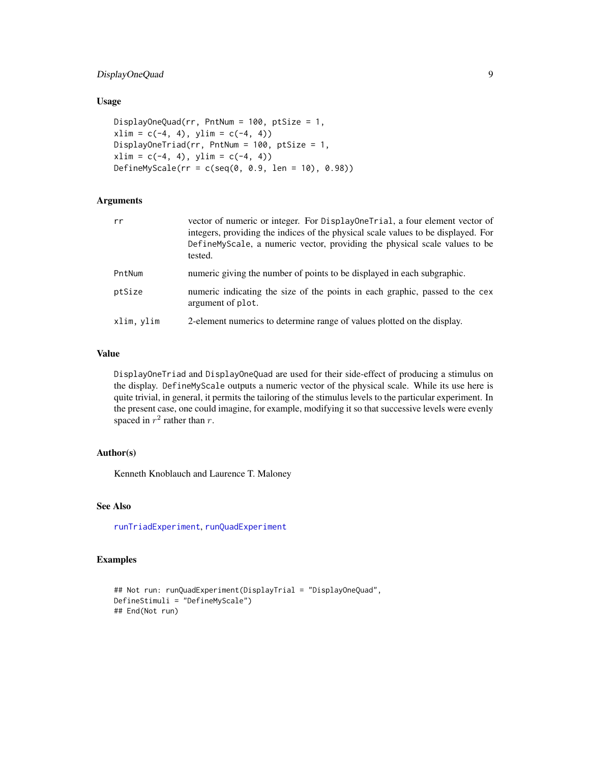## Usage

```
DisplayOneQuad(rr, PntNum = 100, ptSize = 1,
xlim = c(-4, 4), ylim = c(-4, 4))
DisplayOneTriad(rr, PntNum = 100, ptSize = 1,
xlim = c(-4, 4), ylim = c(-4, 4))
DefineMyScale(rr = c(seq(0, 0.9, len = 10), 0.98))
```

## Arguments

| | |
|---|---|
| rr | vector of numeric or integer. For DisplayOneTrial, a four element vector of integers, providing the indices of the physical scale values to be displayed. For DefineMyScale, a numeric vector, providing the physical scale values to be tested. |
| PntNum | numeric giving the number of points to be displayed in each subgraphic. |
| ptSize | numeric indicating the size of the points in each graphic, passed to the cex argument of plot. |
| xlim, ylim | 2-element numerics to determine range of values plotted on the display. |

## Value

DisplayOneTriad and DisplayOneQuad are used for their side-effect of producing a stimulus on the display. DefineMyScale outputs a numeric vector of the physical scale. While its use here is quite trivial, in general, it permits the tailoring of the stimulus levels to the particular experiment. In the present case, one could imagine, for example, modifying it so that successive levels were evenly spaced in $r^2$ rather than $r$.

## Author(s)

Kenneth Knoblauch and Laurence T. Maloney

## See Also

runTriadExperiment, runQuadExperiment

## Examples

```
## Not run: runQuadExperiment(DisplayTrial = "DisplayOneQuad",
DefineStimuli = "DefineMyScale")
## End(Not run)
```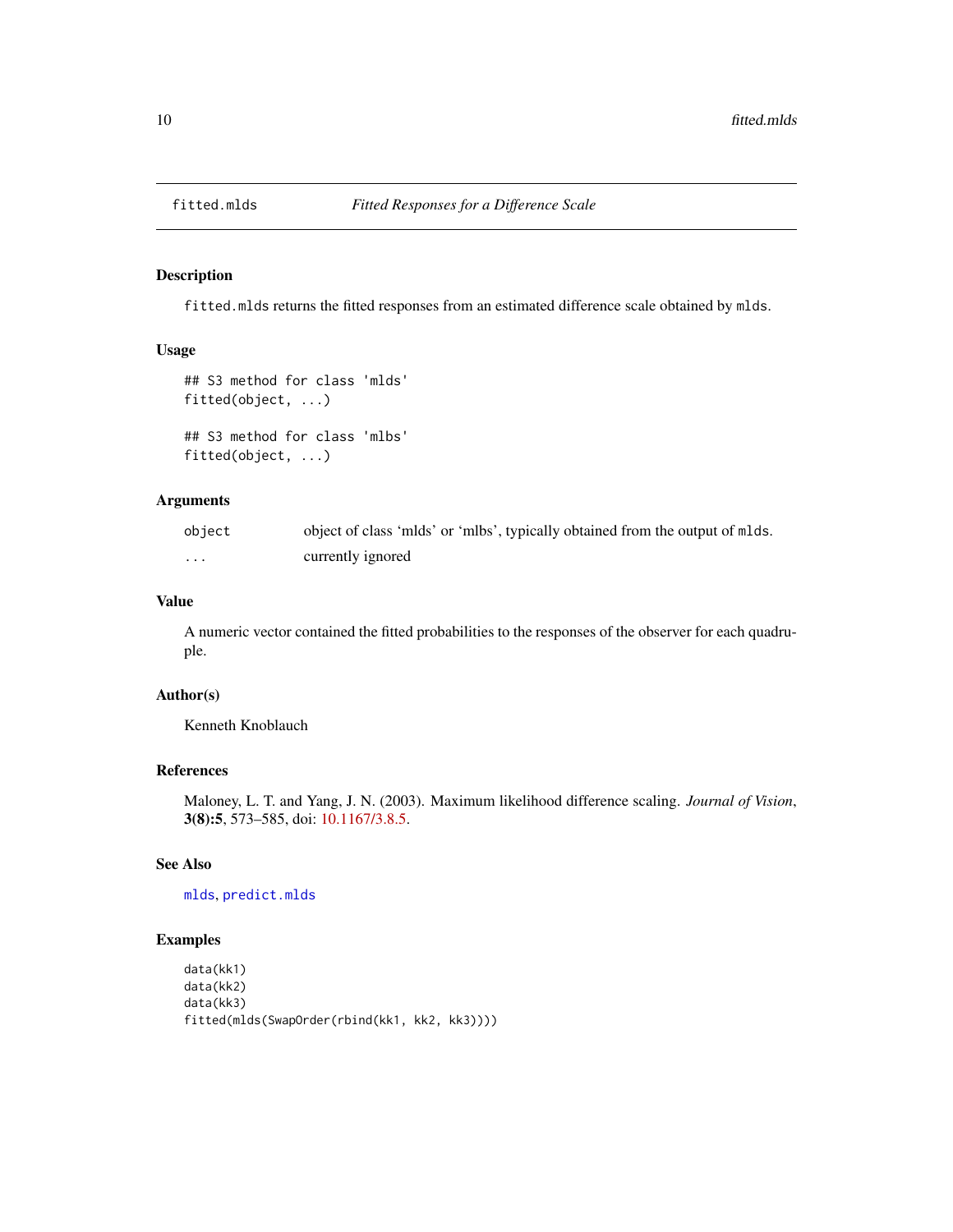## fitted.mlds — *Fitted Responses for a Difference Scale*

### Description

`fitted.mlds` returns the fitted responses from an estimated difference scale obtained by `mlds`.

### Usage

```
## S3 method for class 'mlds'
fitted(object, ...)

## S3 method for class 'mlbs'
fitted(object, ...)
```

### Arguments

| | |
|---|---|
| `object` | object of class 'mlds' or 'mlbs', typically obtained from the output of `mlds`. |
| `...` | currently ignored |

### Value

A numeric vector contained the fitted probabilities to the responses of the observer for each quadruple.

### Author(s)

Kenneth Knoblauch

### References

Maloney, L. T. and Yang, J. N. (2003). Maximum likelihood difference scaling. *Journal of Vision*, **3(8):5**, 573–585, doi: 10.1167/3.8.5.

### See Also

`mlds`, `predict.mlds`

### Examples

```
data(kk1)
data(kk2)
data(kk3)
fitted(mlds(SwapOrder(rbind(kk1, kk2, kk3))))
```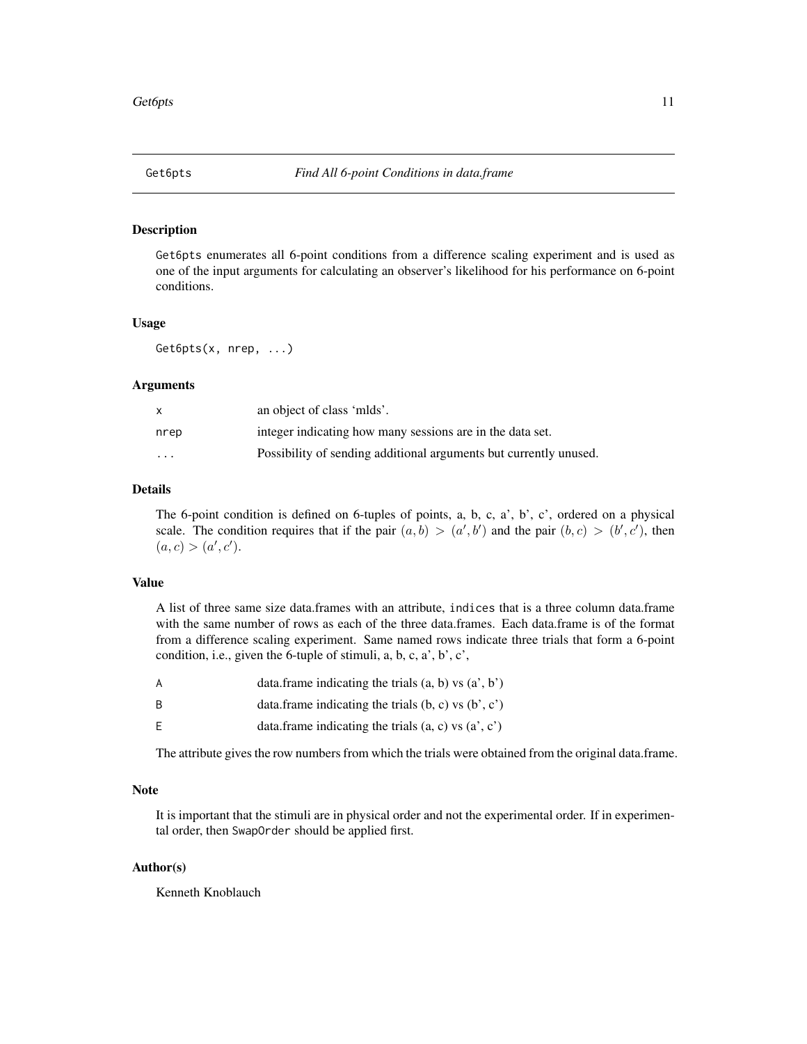## Get6pts    *Find All 6-point Conditions in data.frame*

### Description

Get6pts enumerates all 6-point conditions from a difference scaling experiment and is used as one of the input arguments for calculating an observer's likelihood for his performance on 6-point conditions.

### Usage

```
Get6pts(x, nrep, ...)
```

### Arguments

| | |
|---|---|
| x | an object of class 'mlds'. |
| nrep | integer indicating how many sessions are in the data set. |
| ... | Possibility of sending additional arguments but currently unused. |

### Details

The 6-point condition is defined on 6-tuples of points, a, b, c, a', b', c', ordered on a physical scale. The condition requires that if the pair $(a, b) > (a', b')$ and the pair $(b, c) > (b', c')$, then $(a, c) > (a', c')$.

### Value

A list of three same size data.frames with an attribute, indices that is a three column data.frame with the same number of rows as each of the three data.frames. Each data.frame is of the format from a difference scaling experiment. Same named rows indicate three trials that form a 6-point condition, i.e., given the 6-tuple of stimuli, a, b, c, a', b', c',

| | |
|---|---|
| A | data.frame indicating the trials (a, b) vs (a', b') |
| B | data.frame indicating the trials (b, c) vs (b', c') |
| E | data.frame indicating the trials (a, c) vs (a', c') |

The attribute gives the row numbers from which the trials were obtained from the original data.frame.

### Note

It is important that the stimuli are in physical order and not the experimental order. If in experimental order, then SwapOrder should be applied first.

### Author(s)

Kenneth Knoblauch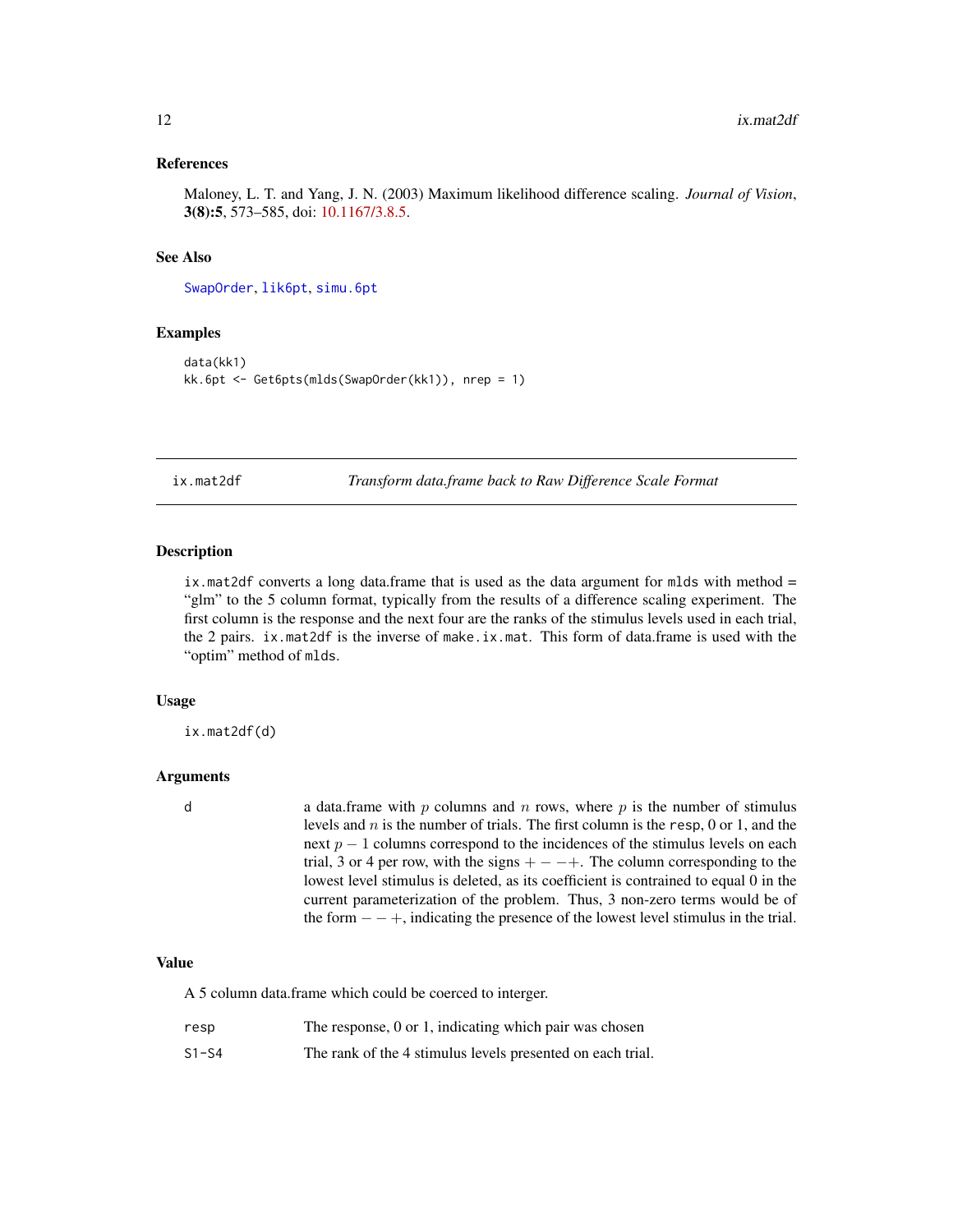### References

Maloney, L. T. and Yang, J. N. (2003) Maximum likelihood difference scaling. *Journal of Vision*, **3(8):5**, 573–585, doi: 10.1167/3.8.5.

### See Also

SwapOrder, lik6pt, simu.6pt

### Examples

```
data(kk1)
kk.6pt <- Get6pts(mlds(SwapOrder(kk1)), nrep = 1)
```

---

## ix.mat2df *Transform data.frame back to Raw Difference Scale Format*

### Description

ix.mat2df converts a long data.frame that is used as the data argument for mlds with method = "glm" to the 5 column format, typically from the results of a difference scaling experiment. The first column is the response and the next four are the ranks of the stimulus levels used in each trial, the 2 pairs. ix.mat2df is the inverse of make.ix.mat. This form of data.frame is used with the "optim" method of mlds.

### Usage

```
ix.mat2df(d)
```

### Arguments

| | |
|---|---|
| d | a data.frame with $p$ columns and $n$ rows, where $p$ is the number of stimulus levels and $n$ is the number of trials. The first column is the resp, 0 or 1, and the next $p - 1$ columns correspond to the incidences of the stimulus levels on each trial, 3 or 4 per row, with the signs $+ - - +$. The column corresponding to the lowest level stimulus is deleted, as its coefficient is contrained to equal 0 in the current parameterization of the problem. Thus, 3 non-zero terms would be of the form $- - +$, indicating the presence of the lowest level stimulus in the trial. |

### Value

A 5 column data.frame which could be coerced to interger.

| | |
|---|---|
| resp | The response, 0 or 1, indicating which pair was chosen |
| S1-S4 | The rank of the 4 stimulus levels presented on each trial. |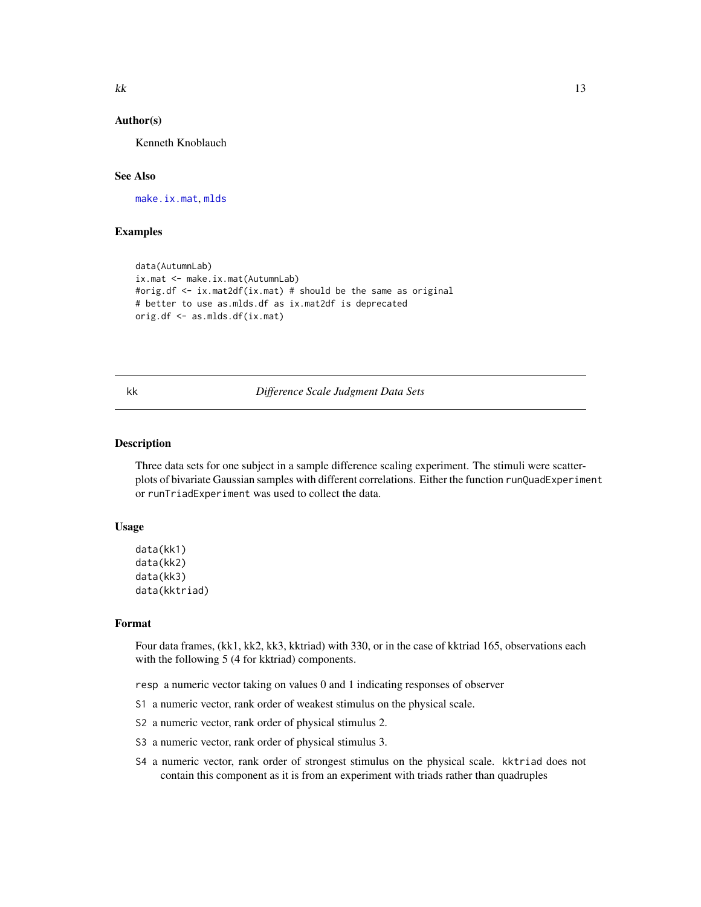## Author(s)

Kenneth Knoblauch

## See Also

make.ix.mat, mlds

## Examples

```
data(AutumnLab)
ix.mat <- make.ix.mat(AutumnLab)
#orig.df <- ix.mat2df(ix.mat) # should be the same as original
# better to use as.mlds.df as ix.mat2df is deprecated
orig.df <- as.mlds.df(ix.mat)
```

---

# kk *Difference Scale Judgment Data Sets*

## Description

Three data sets for one subject in a sample difference scaling experiment. The stimuli were scatterplots of bivariate Gaussian samples with different correlations. Either the function `runQuadExperiment` or `runTriadExperiment` was used to collect the data.

## Usage

```
data(kk1)
data(kk2)
data(kk3)
data(kktriad)
```

## Format

Four data frames, (kk1, kk2, kk3, kktriad) with 330, or in the case of kktriad 165, observations each with the following 5 (4 for kktriad) components.

- `resp` a numeric vector taking on values 0 and 1 indicating responses of observer
- `S1` a numeric vector, rank order of weakest stimulus on the physical scale.
- `S2` a numeric vector, rank order of physical stimulus 2.
- `S3` a numeric vector, rank order of physical stimulus 3.
- `S4` a numeric vector, rank order of strongest stimulus on the physical scale. `kktriad` does not contain this component as it is from an experiment with triads rather than quadruples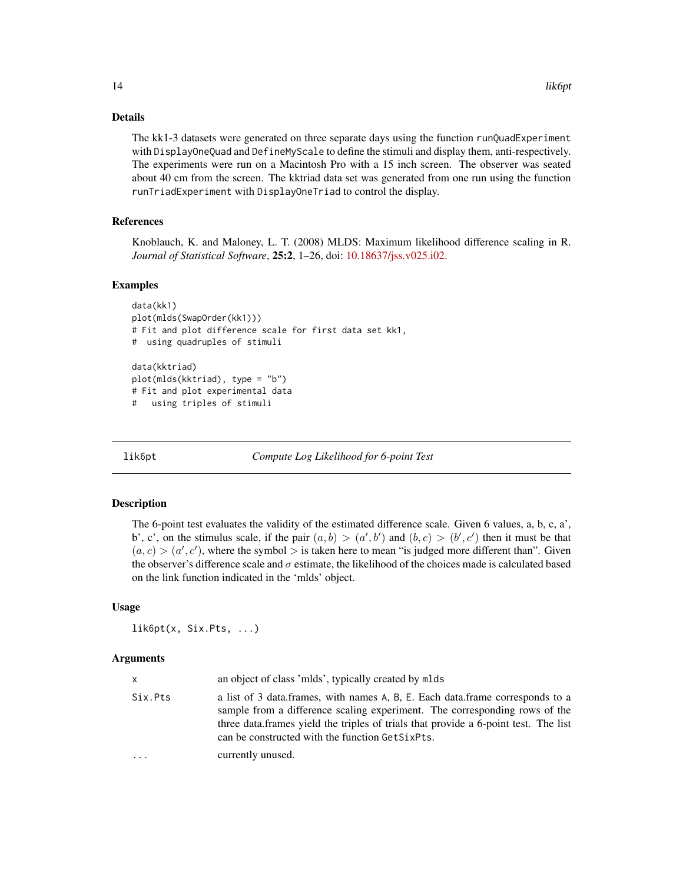## Details

The kk1-3 datasets were generated on three separate days using the function `runQuadExperiment` with `DisplayOneQuad` and `DefineMyScale` to define the stimuli and display them, anti-respectively. The experiments were run on a Macintosh Pro with a 15 inch screen. The observer was seated about 40 cm from the screen. The kktriad data set was generated from one run using the function `runTriadExperiment` with `DisplayOneTriad` to control the display.

## References

Knoblauch, K. and Maloney, L. T. (2008) MLDS: Maximum likelihood difference scaling in R. *Journal of Statistical Software*, **25:2**, 1–26, doi: 10.18637/jss.v025.i02.

## Examples

```
data(kk1)
plot(mlds(SwapOrder(kk1)))
# Fit and plot difference scale for first data set kk1,
#  using quadruples of stimuli

data(kktriad)
plot(mlds(kktriad), type = "b")
# Fit and plot experimental data
#   using triples of stimuli
```

---

# lik6pt — *Compute Log Likelihood for 6-point Test*

## Description

The 6-point test evaluates the validity of the estimated difference scale. Given 6 values, a, b, c, a', b', c', on the stimulus scale, if the pair $(a, b) > (a', b')$ and $(b, c) > (b', c')$ then it must be that $(a, c) > (a', c')$, where the symbol $>$ is taken here to mean "is judged more different than". Given the observer's difference scale and $\sigma$ estimate, the likelihood of the choices made is calculated based on the link function indicated in the 'mlds' object.

## Usage

```
lik6pt(x, Six.Pts, ...)
```

## Arguments

| | |
|---|---|
| `x` | an object of class 'mlds', typically created by `mlds` |
| `Six.Pts` | a list of 3 data.frames, with names `A`, `B`, `E`. Each data.frame corresponds to a sample from a difference scaling experiment. The corresponding rows of the three data.frames yield the triples of trials that provide a 6-point test. The list can be constructed with the function `GetSixPts`. |
| `...` | currently unused. |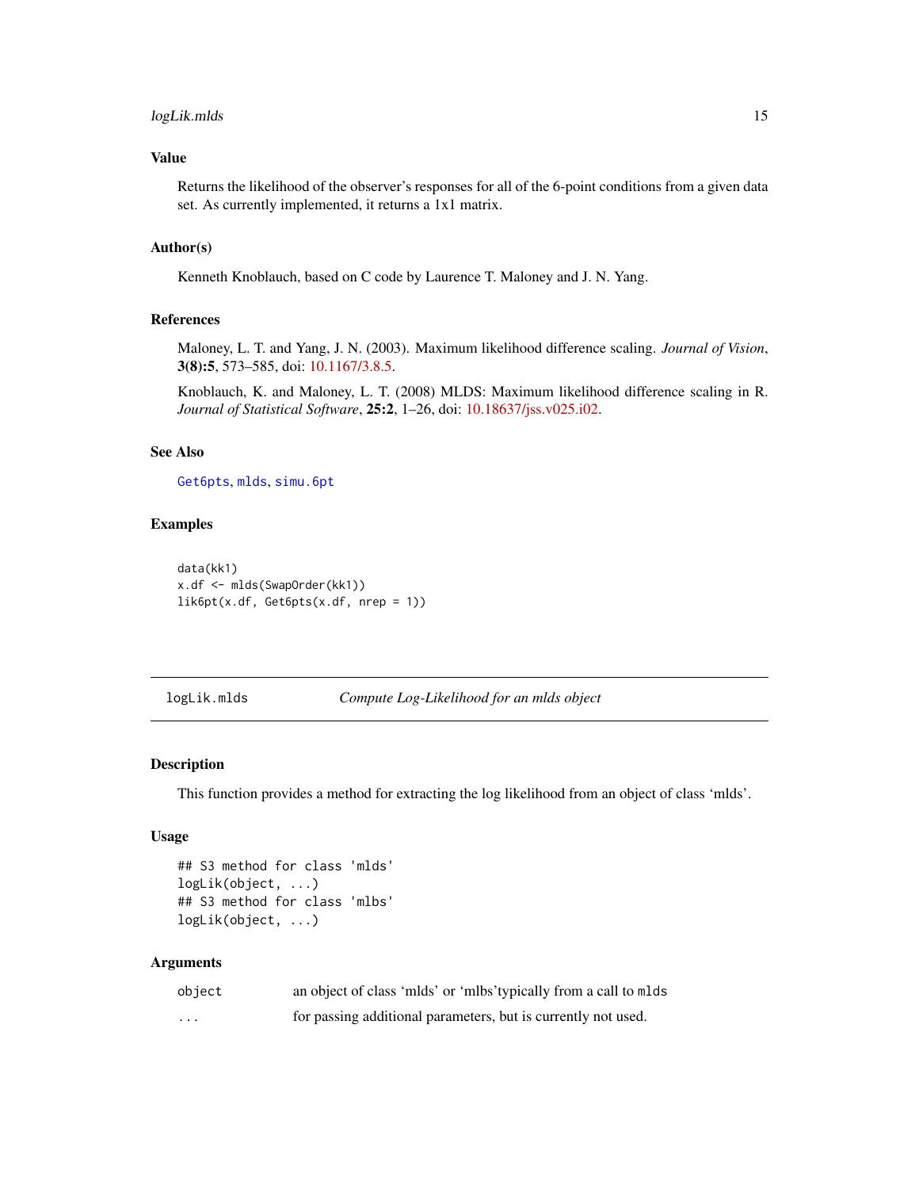### Value

Returns the likelihood of the observer's responses for all of the 6-point conditions from a given data set. As currently implemented, it returns a 1x1 matrix.

### Author(s)

Kenneth Knoblauch, based on C code by Laurence T. Maloney and J. N. Yang.

### References

Maloney, L. T. and Yang, J. N. (2003). Maximum likelihood difference scaling. *Journal of Vision*, **3(8):5**, 573–585, doi: 10.1167/3.8.5.

Knoblauch, K. and Maloney, L. T. (2008) MLDS: Maximum likelihood difference scaling in R. *Journal of Statistical Software*, **25:2**, 1–26, doi: 10.18637/jss.v025.i02.

### See Also

`Get6pts`, `mlds`, `simu.6pt`

### Examples

```
data(kk1)
x.df <- mlds(SwapOrder(kk1))
lik6pt(x.df, Get6pts(x.df, nrep = 1))
```

---

## logLik.mlds — *Compute Log-Likelihood for an mlds object*

### Description

This function provides a method for extracting the log likelihood from an object of class 'mlds'.

### Usage

```
## S3 method for class 'mlds'
logLik(object, ...)
## S3 method for class 'mlbs'
logLik(object, ...)
```

### Arguments

| | |
|---|---|
| `object` | an object of class 'mlds' or 'mlbs'typically from a call to `mlds` |
| `...` | for passing additional parameters, but is currently not used. |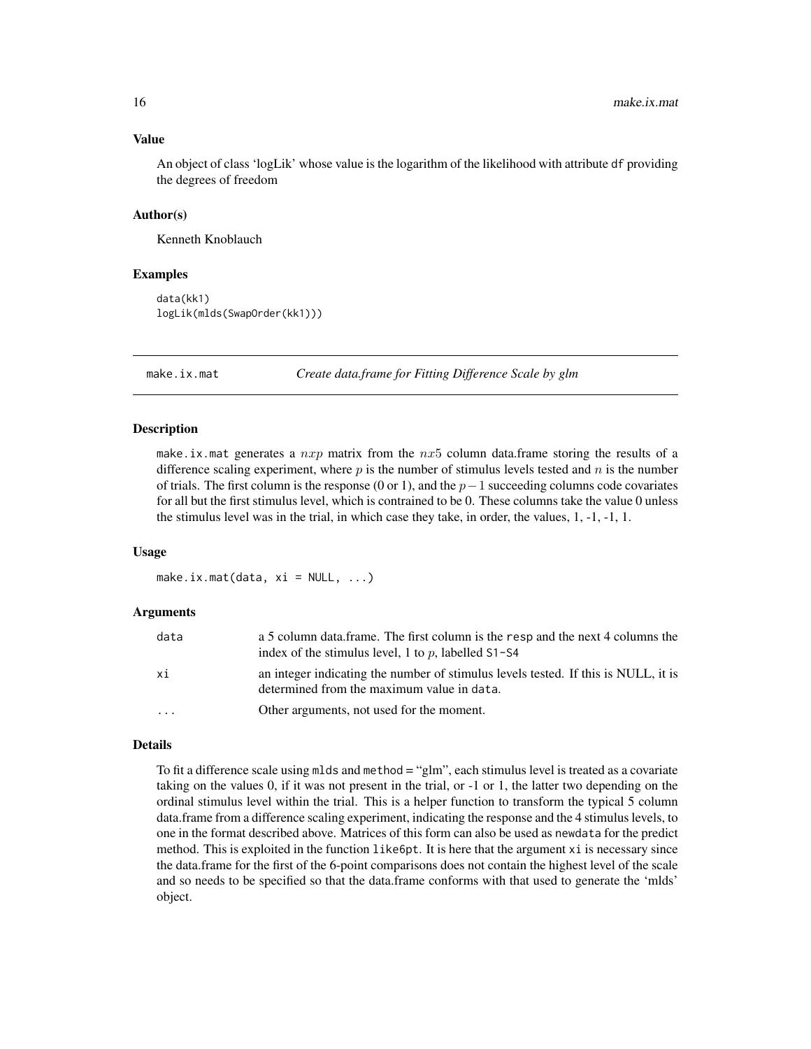### Value

An object of class 'logLik' whose value is the logarithm of the likelihood with attribute `df` providing the degrees of freedom

### Author(s)

Kenneth Knoblauch

### Examples

```
data(kk1)
logLik(mlds(SwapOrder(kk1)))
```

## make.ix.mat — *Create data.frame for Fitting Difference Scale by glm*

### Description

`make.ix.mat` generates a $nxp$ matrix from the $nx5$ column data.frame storing the results of a difference scaling experiment, where $p$ is the number of stimulus levels tested and $n$ is the number of trials. The first column is the response (0 or 1), and the $p-1$ succeeding columns code covariates for all but the first stimulus level, which is contrained to be 0. These columns take the value 0 unless the stimulus level was in the trial, in which case they take, in order, the values, 1, -1, -1, 1.

### Usage

```
make.ix.mat(data, xi = NULL, ...)
```

### Arguments

| | |
|---|---|
| `data` | a 5 column data.frame. The first column is the `resp` and the next 4 columns the index of the stimulus level, 1 to $p$, labelled `S1-S4` |
| `xi` | an integer indicating the number of stimulus levels tested. If this is NULL, it is determined from the maximum value in `data`. |
| `...` | Other arguments, not used for the moment. |

### Details

To fit a difference scale using `mlds` and `method` = "glm", each stimulus level is treated as a covariate taking on the values 0, if it was not present in the trial, or -1 or 1, the latter two depending on the ordinal stimulus level within the trial. This is a helper function to transform the typical 5 column data.frame from a difference scaling experiment, indicating the response and the 4 stimulus levels, to one in the format described above. Matrices of this form can also be used as `newdata` for the predict method. This is exploited in the function `like6pt`. It is here that the argument `xi` is necessary since the data.frame for the first of the 6-point comparisons does not contain the highest level of the scale and so needs to be specified so that the data.frame conforms with that used to generate the 'mlds' object.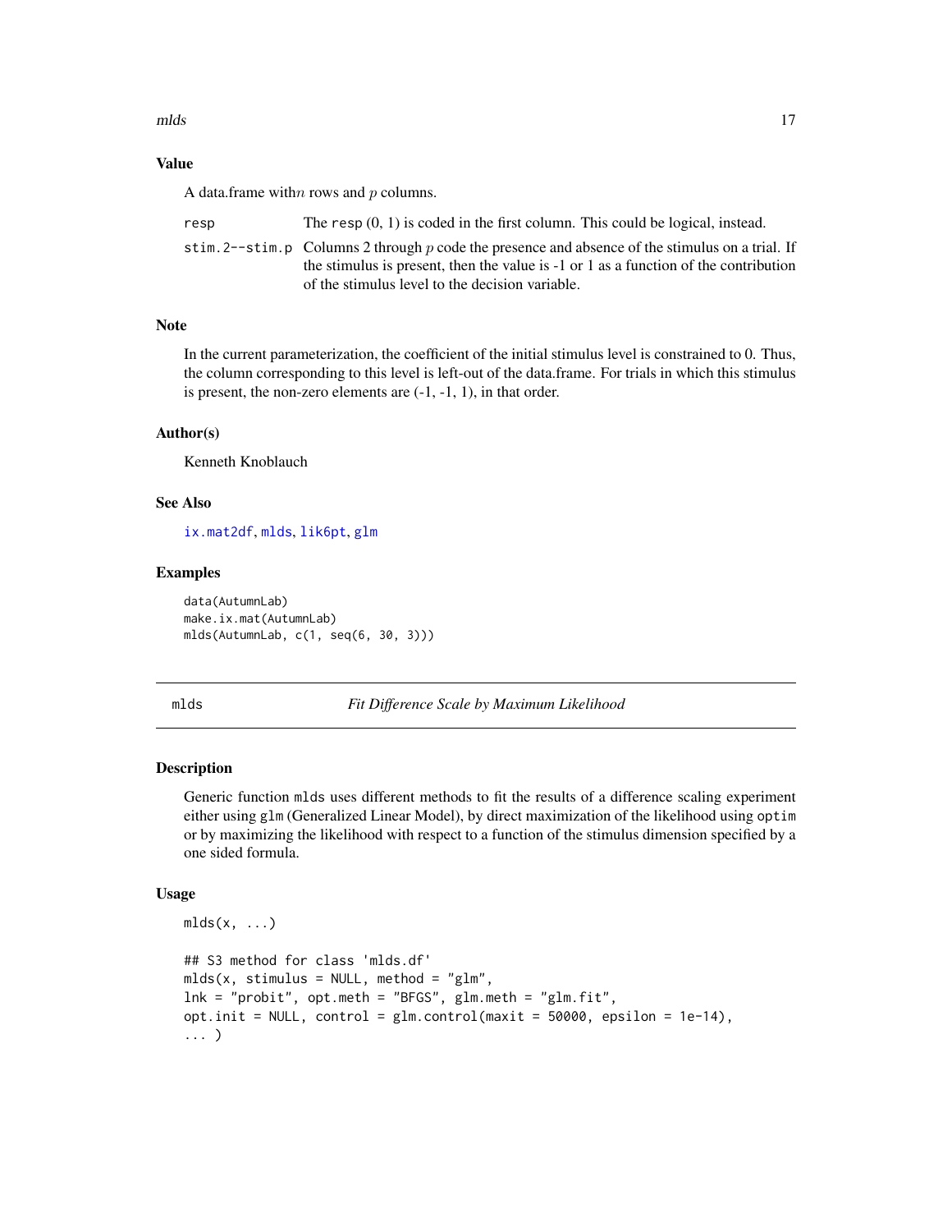### Value

A data.frame with $n$ rows and $p$ columns.

| | |
|---|---|
| resp | The resp (0, 1) is coded in the first column. This could be logical, instead. |
| stim.2--stim.p | Columns 2 through $p$ code the presence and absence of the stimulus on a trial. If the stimulus is present, then the value is -1 or 1 as a function of the contribution of the stimulus level to the decision variable. |

### Note

In the current parameterization, the coefficient of the initial stimulus level is constrained to 0. Thus, the column corresponding to this level is left-out of the data.frame. For trials in which this stimulus is present, the non-zero elements are (-1, -1, 1), in that order.

### Author(s)

Kenneth Knoblauch

### See Also

ix.mat2df, mlds, lik6pt, glm

### Examples

```
data(AutumnLab)
make.ix.mat(AutumnLab)
mlds(AutumnLab, c(1, seq(6, 30, 3)))
```

---

## mlds — *Fit Difference Scale by Maximum Likelihood*

### Description

Generic function mlds uses different methods to fit the results of a difference scaling experiment either using glm (Generalized Linear Model), by direct maximization of the likelihood using optim or by maximizing the likelihood with respect to a function of the stimulus dimension specified by a one sided formula.

### Usage

```
mlds(x, ...)

## S3 method for class 'mlds.df'
mlds(x, stimulus = NULL, method = "glm",
lnk = "probit", opt.meth = "BFGS", glm.meth = "glm.fit",
opt.init = NULL, control = glm.control(maxit = 50000, epsilon = 1e-14),
... )
```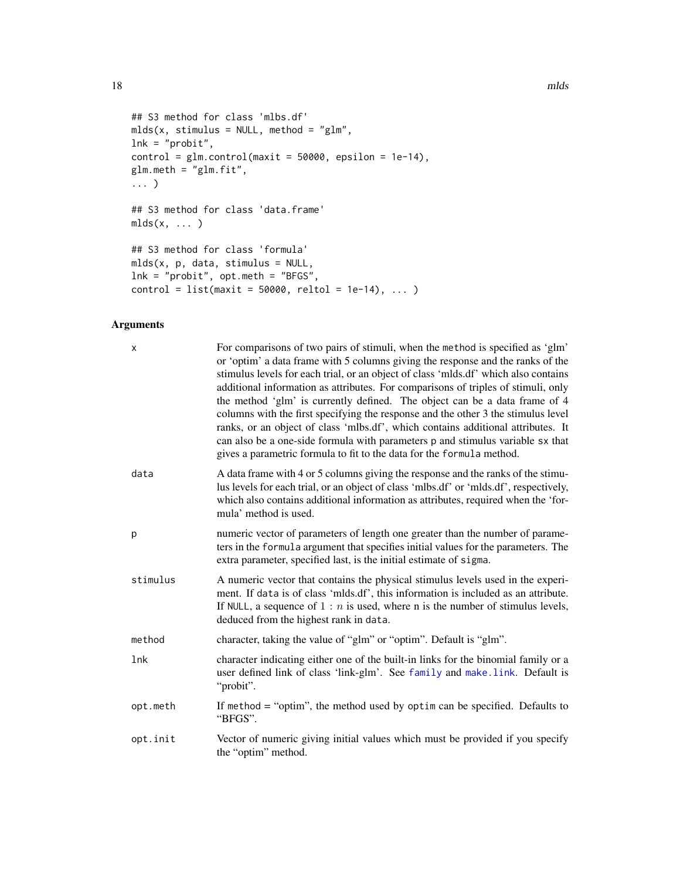```
## S3 method for class 'mlbs.df'
mlds(x, stimulus = NULL, method = "glm",
lnk = "probit",
control = glm.control(maxit = 50000, epsilon = 1e-14),
glm.meth = "glm.fit",
... )

## S3 method for class 'data.frame'
mlds(x, ... )

## S3 method for class 'formula'
mlds(x, p, data, stimulus = NULL,
lnk = "probit", opt.meth = "BFGS",
control = list(maxit = 50000, reltol = 1e-14), ... )
```

## Arguments

| | |
|---|---|
| `x` | For comparisons of two pairs of stimuli, when the `method` is specified as 'glm' or 'optim' a data frame with 5 columns giving the response and the ranks of the stimulus levels for each trial, or an object of class 'mlds.df' which also contains additional information as attributes. For comparisons of triples of stimuli, only the method 'glm' is currently defined. The object can be a data frame of 4 columns with the first specifying the response and the other 3 the stimulus level ranks, or an object of class 'mlbs.df', which contains additional attributes. It can also be a one-side formula with parameters `p` and stimulus variable `sx` that gives a parametric formula to fit to the data for the `formula` method. |
| `data` | A data frame with 4 or 5 columns giving the response and the ranks of the stimulus levels for each trial, or an object of class 'mlbs.df' or 'mlds.df', respectively, which also contains additional information as attributes, required when the 'formula' method is used. |
| `p` | numeric vector of parameters of length one greater than the number of parameters in the `formula` argument that specifies initial values for the parameters. The extra parameter, specified last, is the initial estimate of `sigma`. |
| `stimulus` | A numeric vector that contains the physical stimulus levels used in the experiment. If `data` is of class 'mlds.df', this information is included as an attribute. If `NULL`, a sequence of $1 : n$ is used, where n is the number of stimulus levels, deduced from the highest rank in `data`. |
| `method` | character, taking the value of "glm" or "optim". Default is "glm". |
| `lnk` | character indicating either one of the built-in links for the binomial family or a user defined link of class 'link-glm'. See `family` and `make.link`. Default is "probit". |
| `opt.meth` | If `method` = "optim", the method used by `optim` can be specified. Defaults to "BFGS". |
| `opt.init` | Vector of numeric giving initial values which must be provided if you specify the "optim" method. |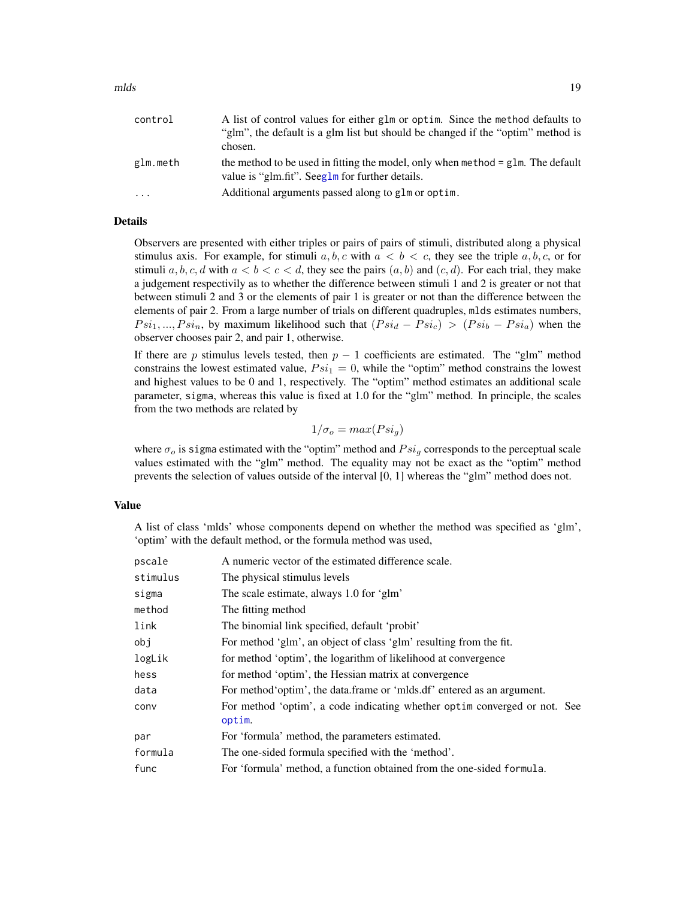| | |
|---|---|
| control | A list of control values for either glm or optim. Since the method defaults to "glm", the default is a glm list but should be changed if the "optim" method is chosen. |
| glm.meth | the method to be used in fitting the model, only when method = glm. The default value is "glm.fit". Seeglm for further details. |
| ... | Additional arguments passed along to glm or optim. |

### Details

Observers are presented with either triples or pairs of pairs of stimuli, distributed along a physical stimulus axis. For example, for stimuli $a, b, c$ with $a < b < c$, they see the triple $a, b, c$, or for stimuli $a, b, c, d$ with $a < b < c < d$, they see the pairs $(a, b)$ and $(c, d)$. For each trial, they make a judgement respectivily as to whether the difference between stimuli 1 and 2 is greater or not that between stimuli 2 and 3 or the elements of pair 1 is greater or not than the difference between the elements of pair 2. From a large number of trials on different quadruples, mlds estimates numbers, $Psi_1, ..., Psi_n$, by maximum likelihood such that $(Psi_d - Psi_c) > (Psi_b - Psi_a)$ when the observer chooses pair 2, and pair 1, otherwise.

If there are $p$ stimulus levels tested, then $p - 1$ coefficients are estimated. The "glm" method constrains the lowest estimated value, $Psi_1 = 0$, while the "optim" method constrains the lowest and highest values to be 0 and 1, respectively. The "optim" method estimates an additional scale parameter, sigma, whereas this value is fixed at 1.0 for the "glm" method. In principle, the scales from the two methods are related by

$$1/\sigma_o = max(Psi_g)$$

where $\sigma_o$ is sigma estimated with the "optim" method and $Psi_g$ corresponds to the perceptual scale values estimated with the "glm" method. The equality may not be exact as the "optim" method prevents the selection of values outside of the interval [0, 1] whereas the "glm" method does not.

### Value

A list of class 'mlds' whose components depend on whether the method was specified as 'glm', 'optim' with the default method, or the formula method was used,

| | |
|---|---|
| pscale | A numeric vector of the estimated difference scale. |
| stimulus | The physical stimulus levels |
| sigma | The scale estimate, always 1.0 for 'glm' |
| method | The fitting method |
| link | The binomial link specified, default 'probit' |
| obj | For method 'glm', an object of class 'glm' resulting from the fit. |
| logLik | for method 'optim', the logarithm of likelihood at convergence |
| hess | for method 'optim', the Hessian matrix at convergence |
| data | For method'optim', the data.frame or 'mlds.df' entered as an argument. |
| conv | For method 'optim', a code indicating whether optim converged or not. See optim. |
| par | For 'formula' method, the parameters estimated. |
| formula | The one-sided formula specified with the 'method'. |
| func | For 'formula' method, a function obtained from the one-sided formula. |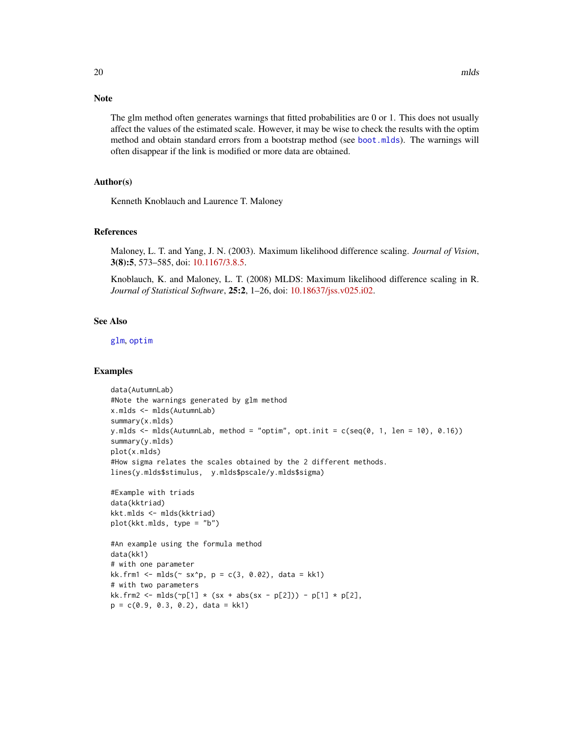### Note

The glm method often generates warnings that fitted probabilities are 0 or 1. This does not usually affect the values of the estimated scale. However, it may be wise to check the results with the optim method and obtain standard errors from a bootstrap method (see `boot.mlds`). The warnings will often disappear if the link is modified or more data are obtained.

### Author(s)

Kenneth Knoblauch and Laurence T. Maloney

### References

Maloney, L. T. and Yang, J. N. (2003). Maximum likelihood difference scaling. *Journal of Vision*, **3(8):5**, 573–585, doi: 10.1167/3.8.5.

Knoblauch, K. and Maloney, L. T. (2008) MLDS: Maximum likelihood difference scaling in R. *Journal of Statistical Software*, **25:2**, 1–26, doi: 10.18637/jss.v025.i02.

### See Also

`glm`, `optim`

### Examples

```
data(AutumnLab)
#Note the warnings generated by glm method
x.mlds <- mlds(AutumnLab)
summary(x.mlds)
y.mlds <- mlds(AutumnLab, method = "optim", opt.init = c(seq(0, 1, len = 10), 0.16))
summary(y.mlds)
plot(x.mlds)
#How sigma relates the scales obtained by the 2 different methods.
lines(y.mlds$stimulus,  y.mlds$pscale/y.mlds$sigma)

#Example with triads
data(kktriad)
kkt.mlds <- mlds(kktriad)
plot(kkt.mlds, type = "b")

#An example using the formula method
data(kk1)
# with one parameter
kk.frm1 <- mlds(~ sx^p, p = c(3, 0.02), data = kk1)
# with two parameters
kk.frm2 <- mlds(~p[1] * (sx + abs(sx - p[2])) - p[1] * p[2],
p = c(0.9, 0.3, 0.2), data = kk1)
```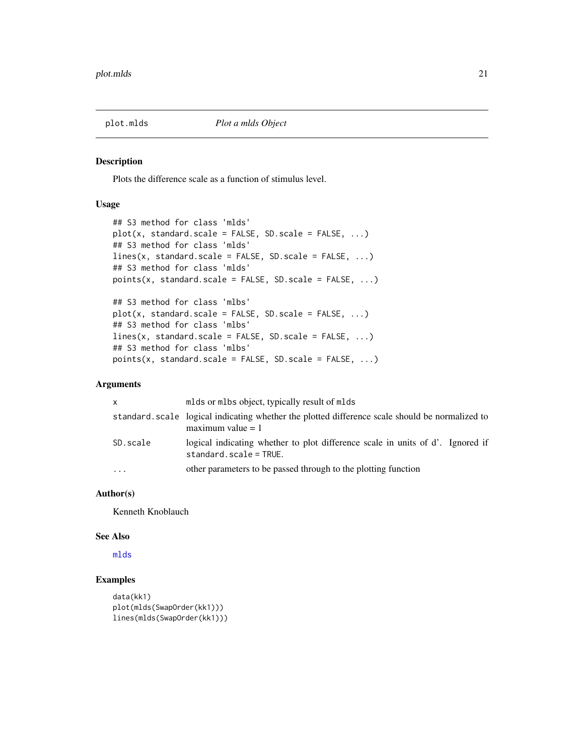## plot.mlds *Plot a mlds Object*

### Description

Plots the difference scale as a function of stimulus level.

### Usage

```
## S3 method for class 'mlds'
plot(x, standard.scale = FALSE, SD.scale = FALSE, ...)
## S3 method for class 'mlds'
lines(x, standard.scale = FALSE, SD.scale = FALSE, ...)
## S3 method for class 'mlds'
points(x, standard.scale = FALSE, SD.scale = FALSE, ...)

## S3 method for class 'mlbs'
plot(x, standard.scale = FALSE, SD.scale = FALSE, ...)
## S3 method for class 'mlbs'
lines(x, standard.scale = FALSE, SD.scale = FALSE, ...)
## S3 method for class 'mlbs'
points(x, standard.scale = FALSE, SD.scale = FALSE, ...)
```

### Arguments

| | |
|---|---|
| `x` | `mlds` or `mlbs` object, typically result of `mlds` |
| `standard.scale` | logical indicating whether the plotted difference scale should be normalized to maximum value = 1 |
| `SD.scale` | logical indicating whether to plot difference scale in units of d'. Ignored if `standard.scale = TRUE`. |
| `...` | other parameters to be passed through to the plotting function |

### Author(s)

Kenneth Knoblauch

### See Also

`mlds`

### Examples

```
data(kk1)
plot(mlds(SwapOrder(kk1)))
lines(mlds(SwapOrder(kk1)))
```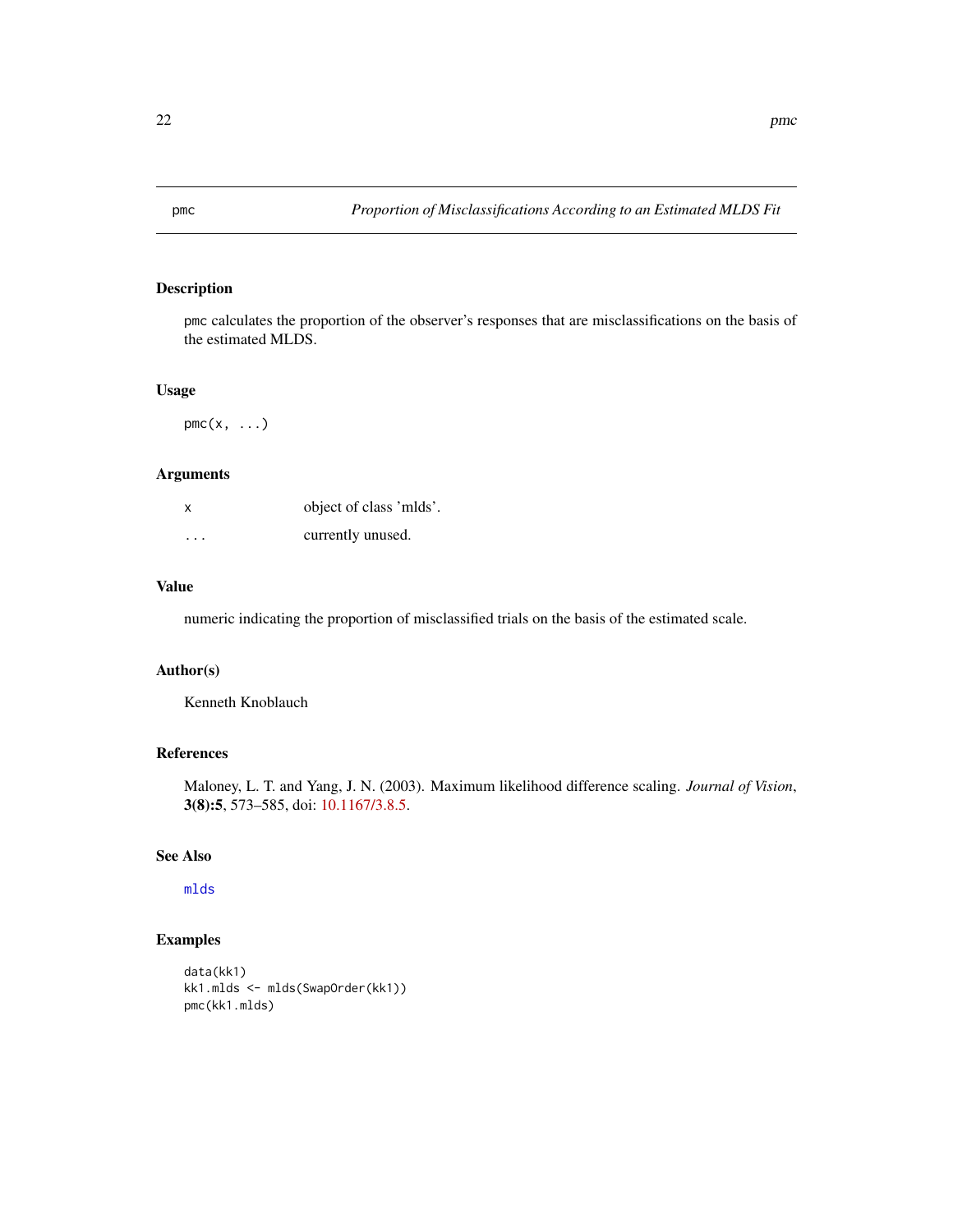# pmc — Proportion of Misclassifications According to an Estimated MLDS Fit

## Description

`pmc` calculates the proportion of the observer's responses that are misclassifications on the basis of the estimated MLDS.

## Usage

```
pmc(x, ...)
```

## Arguments

| | |
|---|---|
| `x` | object of class 'mlds'. |
| `...` | currently unused. |

## Value

numeric indicating the proportion of misclassified trials on the basis of the estimated scale.

## Author(s)

Kenneth Knoblauch

## References

Maloney, L. T. and Yang, J. N. (2003). Maximum likelihood difference scaling. *Journal of Vision*, **3(8):5**, 573–585, doi: 10.1167/3.8.5.

## See Also

`mlds`

## Examples

```
data(kk1)
kk1.mlds <- mlds(SwapOrder(kk1))
pmc(kk1.mlds)
```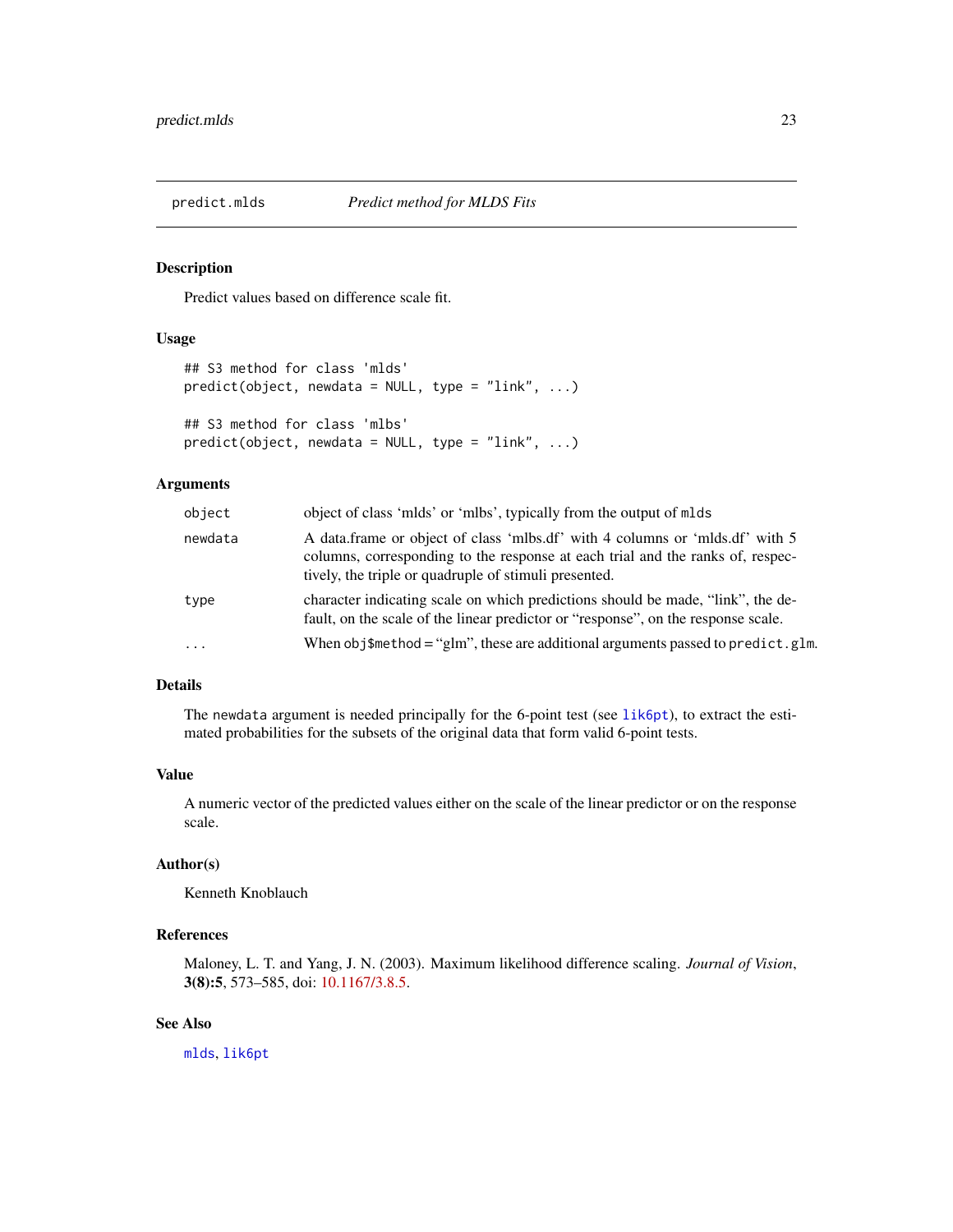## predict.mlds — *Predict method for MLDS Fits*

### Description

Predict values based on difference scale fit.

### Usage

```
## S3 method for class 'mlds'
predict(object, newdata = NULL, type = "link", ...)

## S3 method for class 'mlbs'
predict(object, newdata = NULL, type = "link", ...)
```

### Arguments

| | |
|---|---|
| `object` | object of class 'mlds' or 'mlbs', typically from the output of `mlds` |
| `newdata` | A data.frame or object of class 'mlbs.df' with 4 columns or 'mlds.df' with 5 columns, corresponding to the response at each trial and the ranks of, respectively, the triple or quadruple of stimuli presented. |
| `type` | character indicating scale on which predictions should be made, "link", the default, on the scale of the linear predictor or "response", on the response scale. |
| `...` | When `obj$method` = "glm", these are additional arguments passed to `predict.glm`. |

### Details

The `newdata` argument is needed principally for the 6-point test (see `lik6pt`), to extract the estimated probabilities for the subsets of the original data that form valid 6-point tests.

### Value

A numeric vector of the predicted values either on the scale of the linear predictor or on the response scale.

### Author(s)

Kenneth Knoblauch

### References

Maloney, L. T. and Yang, J. N. (2003). Maximum likelihood difference scaling. *Journal of Vision*, **3(8):5**, 573–585, doi: 10.1167/3.8.5.

### See Also

`mlds`, `lik6pt`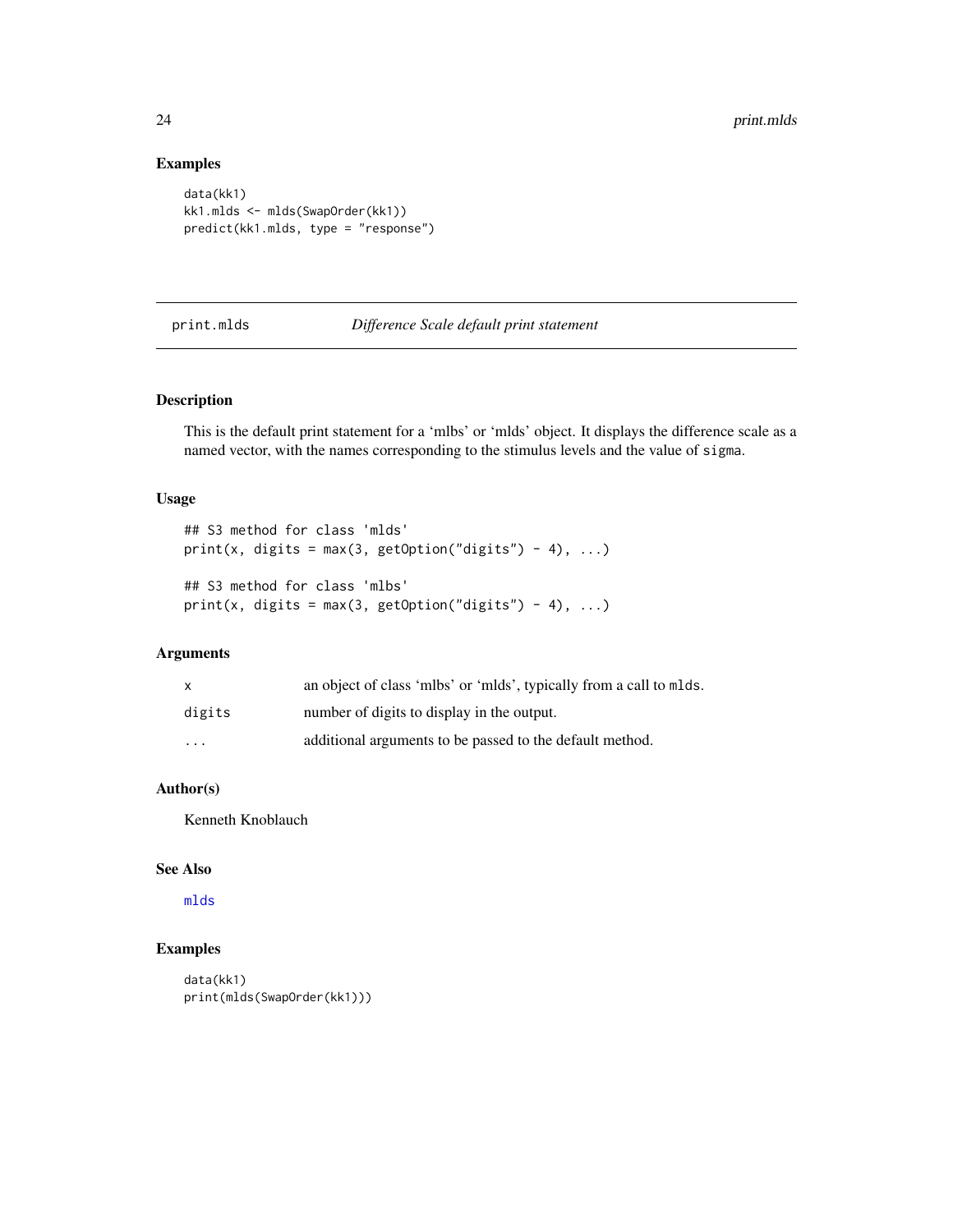## Examples

```
data(kk1)
kk1.mlds <- mlds(SwapOrder(kk1))
predict(kk1.mlds, type = "response")
```

---

## print.mlds — *Difference Scale default print statement*

---

### Description

This is the default print statement for a 'mlbs' or 'mlds' object. It displays the difference scale as a named vector, with the names corresponding to the stimulus levels and the value of `sigma`.

### Usage

```
## S3 method for class 'mlds'
print(x, digits = max(3, getOption("digits") - 4), ...)

## S3 method for class 'mlbs'
print(x, digits = max(3, getOption("digits") - 4), ...)
```

### Arguments

| | |
|---|---|
| `x` | an object of class 'mlbs' or 'mlds', typically from a call to `mlds`. |
| `digits` | number of digits to display in the output. |
| `...` | additional arguments to be passed to the default method. |

### Author(s)

Kenneth Knoblauch

### See Also

`mlds`

### Examples

```
data(kk1)
print(mlds(SwapOrder(kk1)))
```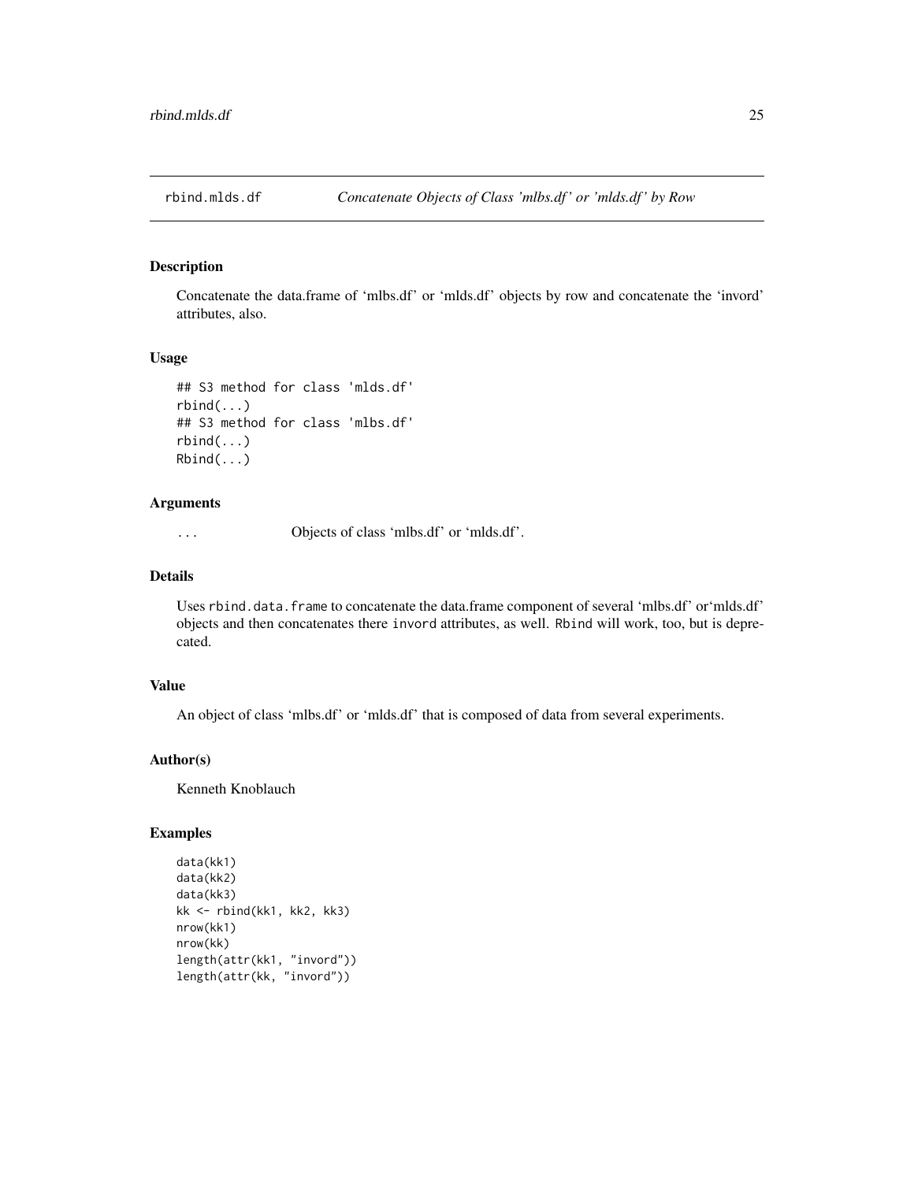rbind.mlds.df    *Concatenate Objects of Class 'mlbs.df' or 'mlds.df' by Row*

## Description

Concatenate the data.frame of 'mlbs.df' or 'mlds.df' objects by row and concatenate the 'invord' attributes, also.

## Usage

```
## S3 method for class 'mlds.df'
rbind(...)
## S3 method for class 'mlbs.df'
rbind(...)
Rbind(...)
```

## Arguments

| | |
|---|---|
| ... | Objects of class 'mlbs.df' or 'mlds.df'. |

## Details

Uses `rbind.data.frame` to concatenate the data.frame component of several 'mlbs.df' or'mlds.df' objects and then concatenates there `invord` attributes, as well. `Rbind` will work, too, but is deprecated.

## Value

An object of class 'mlbs.df' or 'mlds.df' that is composed of data from several experiments.

## Author(s)

Kenneth Knoblauch

## Examples

```
data(kk1)
data(kk2)
data(kk3)
kk <- rbind(kk1, kk2, kk3)
nrow(kk1)
nrow(kk)
length(attr(kk1, "invord"))
length(attr(kk, "invord"))
```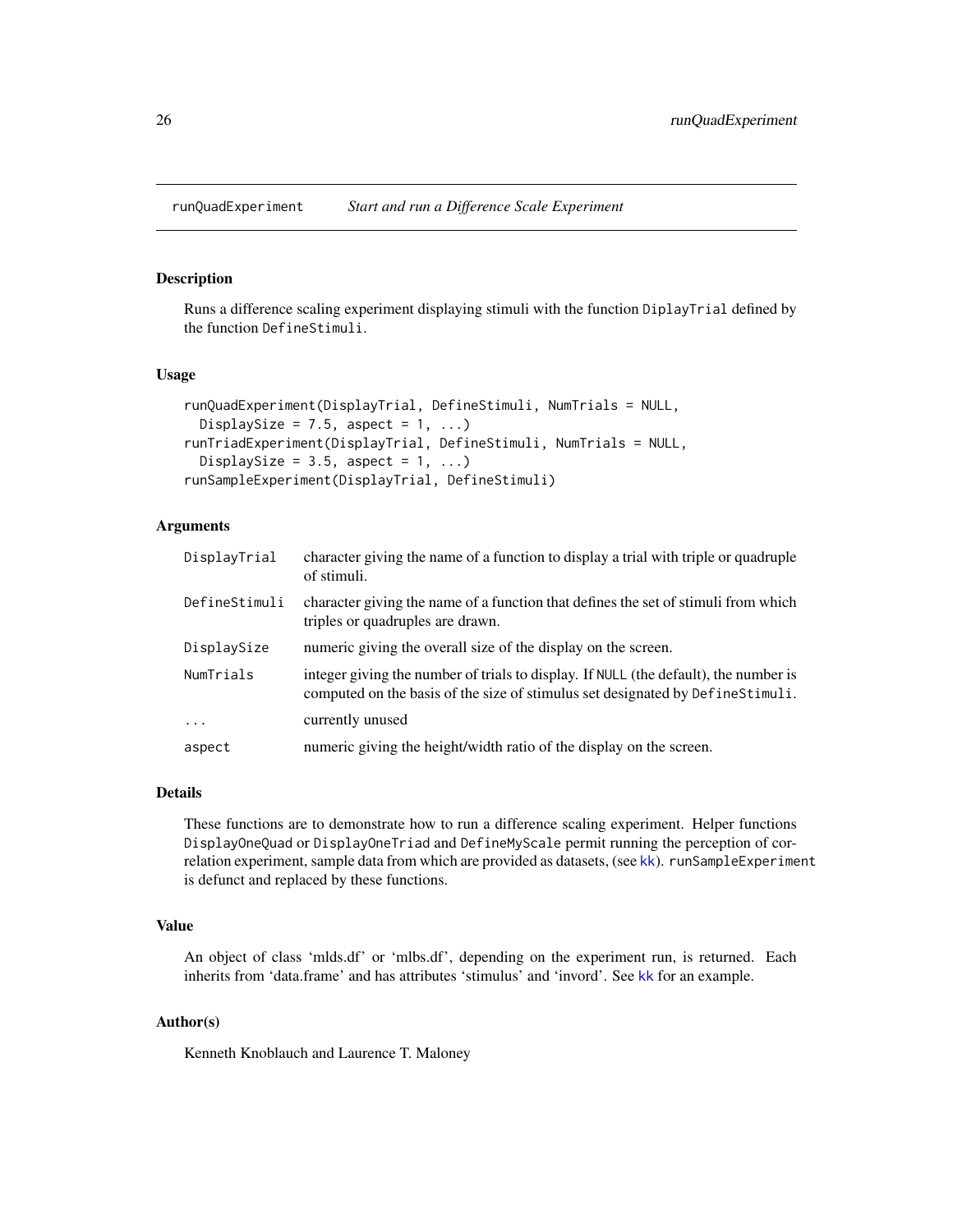# runQuadExperiment *Start and run a Difference Scale Experiment*

## Description

Runs a difference scaling experiment displaying stimuli with the function `DiplayTrial` defined by the function `DefineStimuli`.

## Usage

```
runQuadExperiment(DisplayTrial, DefineStimuli, NumTrials = NULL,
  DisplaySize = 7.5, aspect = 1, ...)
runTriadExperiment(DisplayTrial, DefineStimuli, NumTrials = NULL,
  DisplaySize = 3.5, aspect = 1, ...)
runSampleExperiment(DisplayTrial, DefineStimuli)
```

## Arguments

| | |
|---|---|
| `DisplayTrial` | character giving the name of a function to display a trial with triple or quadruple of stimuli. |
| `DefineStimuli` | character giving the name of a function that defines the set of stimuli from which triples or quadruples are drawn. |
| `DisplaySize` | numeric giving the overall size of the display on the screen. |
| `NumTrials` | integer giving the number of trials to display. If `NULL` (the default), the number is computed on the basis of the size of stimulus set designated by `DefineStimuli`. |
| `...` | currently unused |
| `aspect` | numeric giving the height/width ratio of the display on the screen. |

## Details

These functions are to demonstrate how to run a difference scaling experiment. Helper functions `DisplayOneQuad` or `DisplayOneTriad` and `DefineMyScale` permit running the perception of correlation experiment, sample data from which are provided as datasets, (see `kk`). `runSampleExperiment` is defunct and replaced by these functions.

## Value

An object of class 'mlds.df' or 'mlbs.df', depending on the experiment run, is returned. Each inherits from 'data.frame' and has attributes 'stimulus' and 'invord'. See `kk` for an example.

## Author(s)

Kenneth Knoblauch and Laurence T. Maloney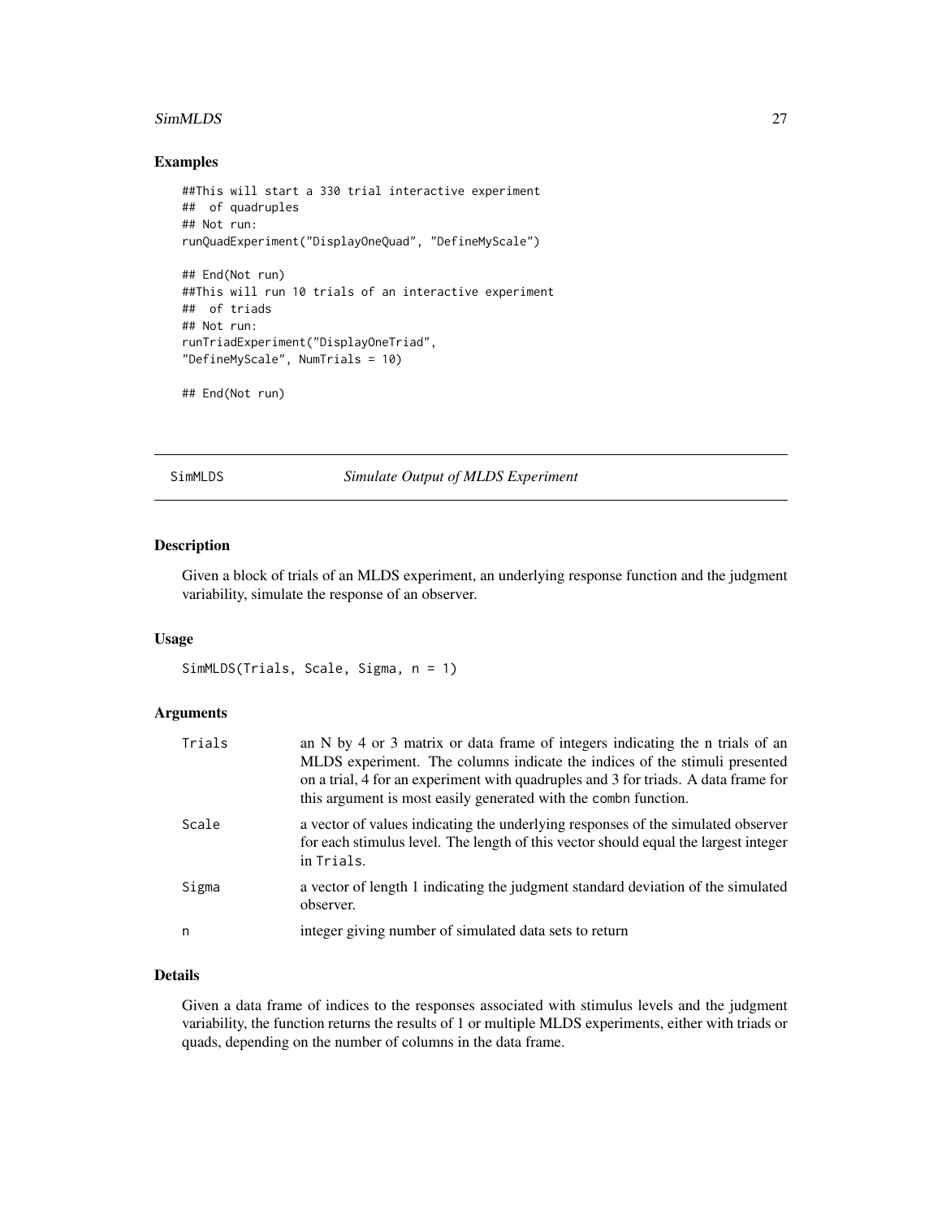## Examples

```
##This will start a 330 trial interactive experiment
##  of quadruples
## Not run:
runQuadExperiment("DisplayOneQuad", "DefineMyScale")

## End(Not run)
##This will run 10 trials of an interactive experiment
##  of triads
## Not run:
runTriadExperiment("DisplayOneTriad",
"DefineMyScale", NumTrials = 10)

## End(Not run)
```

---

# SimMLDS *Simulate Output of MLDS Experiment*

---

## Description

Given a block of trials of an MLDS experiment, an underlying response function and the judgment variability, simulate the response of an observer.

## Usage

```
SimMLDS(Trials, Scale, Sigma, n = 1)
```

## Arguments

| | |
|---|---|
| Trials | an N by 4 or 3 matrix or data frame of integers indicating the n trials of an MLDS experiment. The columns indicate the indices of the stimuli presented on a trial, 4 for an experiment with quadruples and 3 for triads. A data frame for this argument is most easily generated with the combn function. |
| Scale | a vector of values indicating the underlying responses of the simulated observer for each stimulus level. The length of this vector should equal the largest integer in Trials. |
| Sigma | a vector of length 1 indicating the judgment standard deviation of the simulated observer. |
| n | integer giving number of simulated data sets to return |

## Details

Given a data frame of indices to the responses associated with stimulus levels and the judgment variability, the function returns the results of 1 or multiple MLDS experiments, either with triads or quads, depending on the number of columns in the data frame.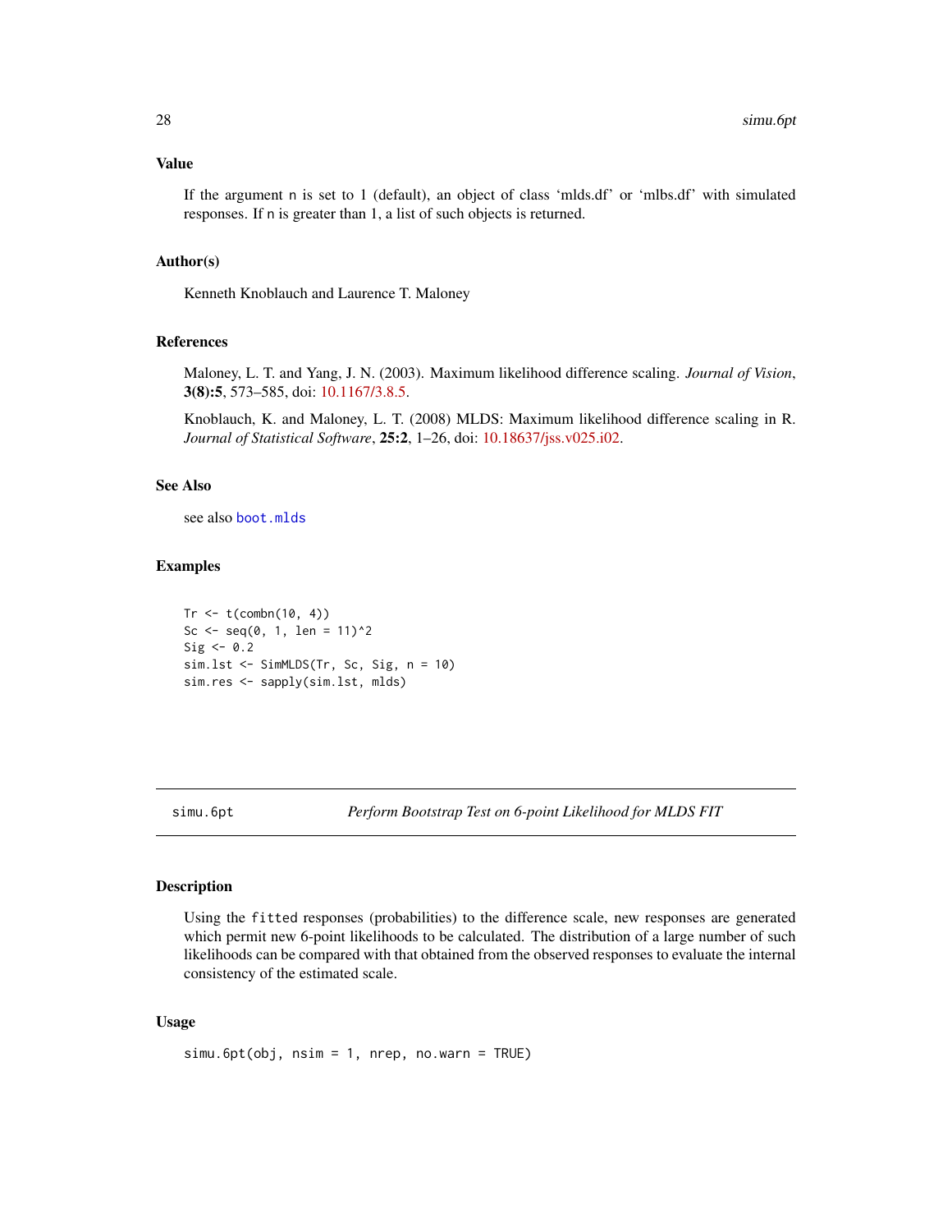### Value

If the argument n is set to 1 (default), an object of class 'mlds.df' or 'mlbs.df' with simulated responses. If n is greater than 1, a list of such objects is returned.

### Author(s)

Kenneth Knoblauch and Laurence T. Maloney

### References

Maloney, L. T. and Yang, J. N. (2003). Maximum likelihood difference scaling. *Journal of Vision*, **3(8):5**, 573–585, doi: 10.1167/3.8.5.

Knoblauch, K. and Maloney, L. T. (2008) MLDS: Maximum likelihood difference scaling in R. *Journal of Statistical Software*, **25:2**, 1–26, doi: 10.18637/jss.v025.i02.

### See Also

see also `boot.mlds`

### Examples

```
Tr <- t(combn(10, 4))
Sc <- seq(0, 1, len = 11)^2
Sig <- 0.2
sim.lst <- SimMLDS(Tr, Sc, Sig, n = 10)
sim.res <- sapply(sim.lst, mlds)
```

---

## simu.6pt — *Perform Bootstrap Test on 6-point Likelihood for MLDS FIT*

### Description

Using the `fitted` responses (probabilities) to the difference scale, new responses are generated which permit new 6-point likelihoods to be calculated. The distribution of a large number of such likelihoods can be compared with that obtained from the observed responses to evaluate the internal consistency of the estimated scale.

### Usage

```
simu.6pt(obj, nsim = 1, nrep, no.warn = TRUE)
```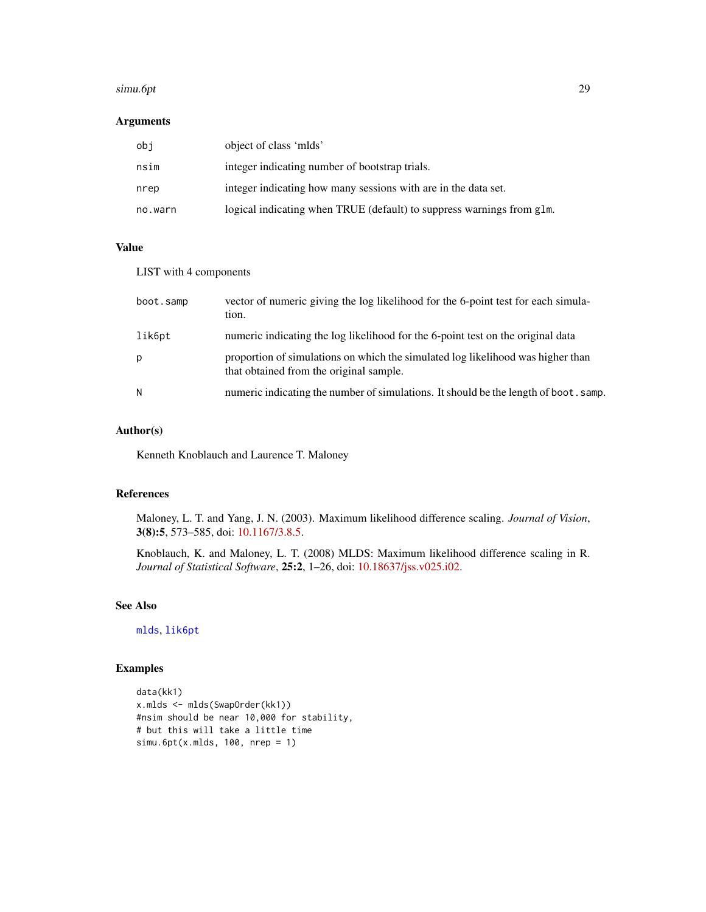## Arguments

| | |
|---|---|
| obj | object of class 'mlds' |
| nsim | integer indicating number of bootstrap trials. |
| nrep | integer indicating how many sessions with are in the data set. |
| no.warn | logical indicating when TRUE (default) to suppress warnings from glm. |

## Value

LIST with 4 components

| | |
|---|---|
| boot.samp | vector of numeric giving the log likelihood for the 6-point test for each simulation. |
| lik6pt | numeric indicating the log likelihood for the 6-point test on the original data |
| p | proportion of simulations on which the simulated log likelihood was higher than that obtained from the original sample. |
| N | numeric indicating the number of simulations. It should be the length of boot.samp. |

## Author(s)

Kenneth Knoblauch and Laurence T. Maloney

## References

Maloney, L. T. and Yang, J. N. (2003). Maximum likelihood difference scaling. *Journal of Vision*, **3(8):5**, 573–585, doi: 10.1167/3.8.5.

Knoblauch, K. and Maloney, L. T. (2008) MLDS: Maximum likelihood difference scaling in R. *Journal of Statistical Software*, **25:2**, 1–26, doi: 10.18637/jss.v025.i02.

## See Also

mlds, lik6pt

## Examples

```
data(kk1)
x.mlds <- mlds(SwapOrder(kk1))
#nsim should be near 10,000 for stability,
# but this will take a little time
simu.6pt(x.mlds, 100, nrep = 1)
```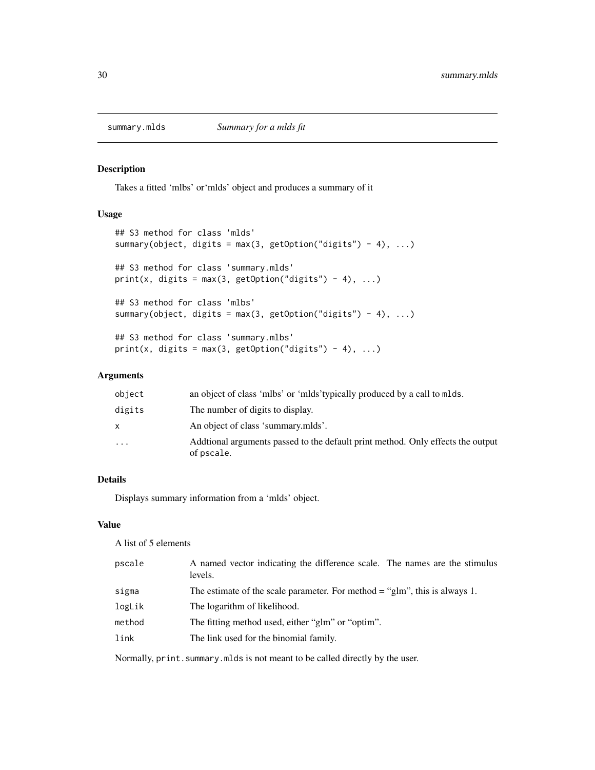# summary.mlds — *Summary for a mlds fit*

## Description

Takes a fitted 'mlbs' or'mlds' object and produces a summary of it

## Usage

```
## S3 method for class 'mlds'
summary(object, digits = max(3, getOption("digits") - 4), ...)

## S3 method for class 'summary.mlds'
print(x, digits = max(3, getOption("digits") - 4), ...)

## S3 method for class 'mlbs'
summary(object, digits = max(3, getOption("digits") - 4), ...)

## S3 method for class 'summary.mlbs'
print(x, digits = max(3, getOption("digits") - 4), ...)
```

## Arguments

| | |
|---|---|
| `object` | an object of class 'mlbs' or 'mlds'typically produced by a call to `mlds`. |
| `digits` | The number of digits to display. |
| `x` | An object of class 'summary.mlds'. |
| `...` | Addtional arguments passed to the default print method. Only effects the output of `pscale`. |

## Details

Displays summary information from a 'mlds' object.

## Value

A list of 5 elements

| | |
|---|---|
| `pscale` | A named vector indicating the difference scale. The names are the stimulus levels. |
| `sigma` | The estimate of the scale parameter. For method = "glm", this is always 1. |
| `logLik` | The logarithm of likelihood. |
| `method` | The fitting method used, either "glm" or "optim". |
| `link` | The link used for the binomial family. |

Normally, `print.summary.mlds` is not meant to be called directly by the user.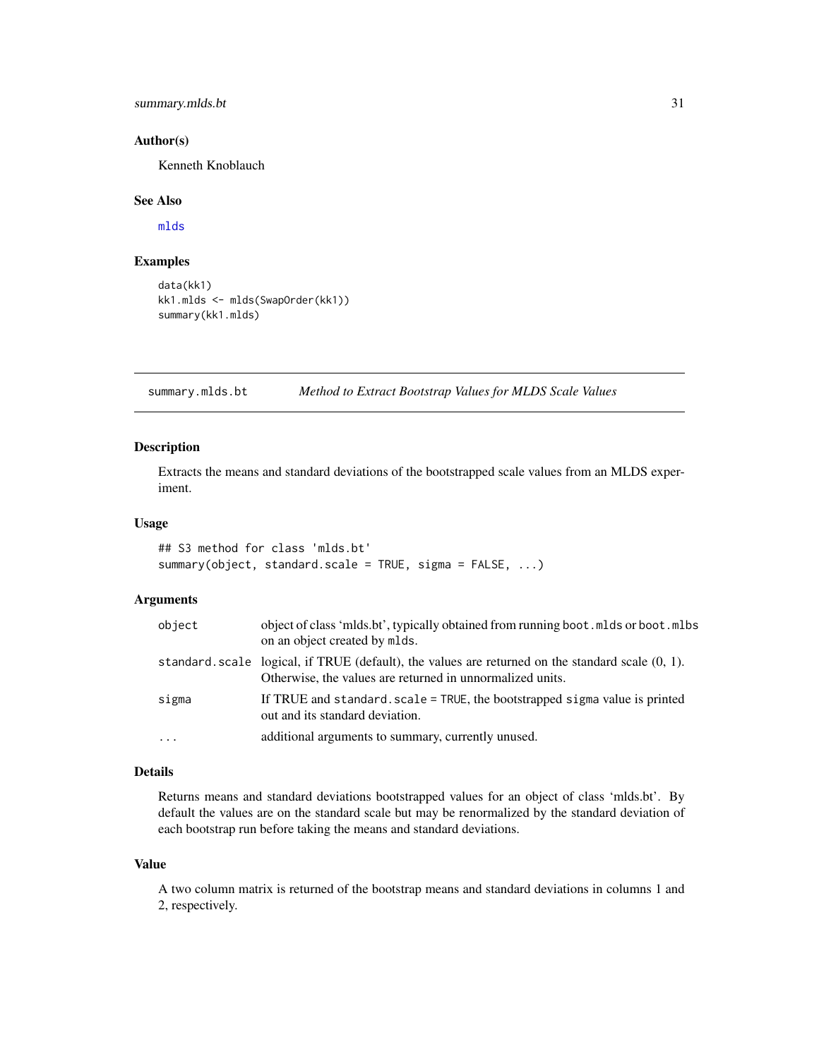### Author(s)

Kenneth Knoblauch

### See Also

mlds

### Examples

```
data(kk1)
kk1.mlds <- mlds(SwapOrder(kk1))
summary(kk1.mlds)
```

---

## summary.mlds.bt *Method to Extract Bootstrap Values for MLDS Scale Values*

---

### Description

Extracts the means and standard deviations of the bootstrapped scale values from an MLDS experiment.

### Usage

```
## S3 method for class 'mlds.bt'
summary(object, standard.scale = TRUE, sigma = FALSE, ...)
```

### Arguments

| | |
|---|---|
| `object` | object of class 'mlds.bt', typically obtained from running `boot.mlds` or `boot.mlbs` on an object created by `mlds`. |
| `standard.scale` | logical, if TRUE (default), the values are returned on the standard scale (0, 1). Otherwise, the values are returned in unnormalized units. |
| `sigma` | If TRUE and `standard.scale = TRUE`, the bootstrapped `sigma` value is printed out and its standard deviation. |
| `...` | additional arguments to summary, currently unused. |

### Details

Returns means and standard deviations bootstrapped values for an object of class 'mlds.bt'. By default the values are on the standard scale but may be renormalized by the standard deviation of each bootstrap run before taking the means and standard deviations.

### Value

A two column matrix is returned of the bootstrap means and standard deviations in columns 1 and 2, respectively.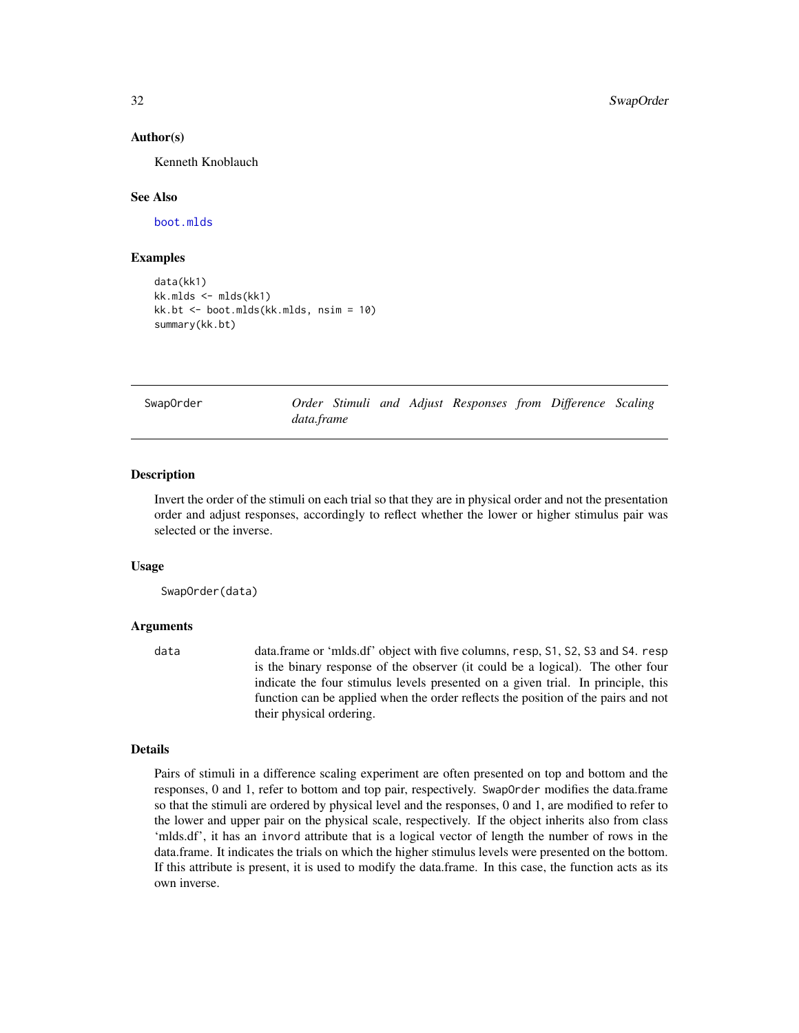### Author(s)

Kenneth Knoblauch

### See Also

boot.mlds

### Examples

```
data(kk1)
kk.mlds <- mlds(kk1)
kk.bt <- boot.mlds(kk.mlds, nsim = 10)
summary(kk.bt)
```

---

## SwapOrder — *Order Stimuli and Adjust Responses from Difference Scaling data.frame*

---

### Description

Invert the order of the stimuli on each trial so that they are in physical order and not the presentation order and adjust responses, accordingly to reflect whether the lower or higher stimulus pair was selected or the inverse.

### Usage

```
SwapOrder(data)
```

### Arguments

| | |
|---|---|
| data | data.frame or 'mlds.df' object with five columns, resp, S1, S2, S3 and S4. resp is the binary response of the observer (it could be a logical). The other four indicate the four stimulus levels presented on a given trial. In principle, this function can be applied when the order reflects the position of the pairs and not their physical ordering. |

### Details

Pairs of stimuli in a difference scaling experiment are often presented on top and bottom and the responses, 0 and 1, refer to bottom and top pair, respectively. SwapOrder modifies the data.frame so that the stimuli are ordered by physical level and the responses, 0 and 1, are modified to refer to the lower and upper pair on the physical scale, respectively. If the object inherits also from class 'mlds.df', it has an invord attribute that is a logical vector of length the number of rows in the data.frame. It indicates the trials on which the higher stimulus levels were presented on the bottom. If this attribute is present, it is used to modify the data.frame. In this case, the function acts as its own inverse.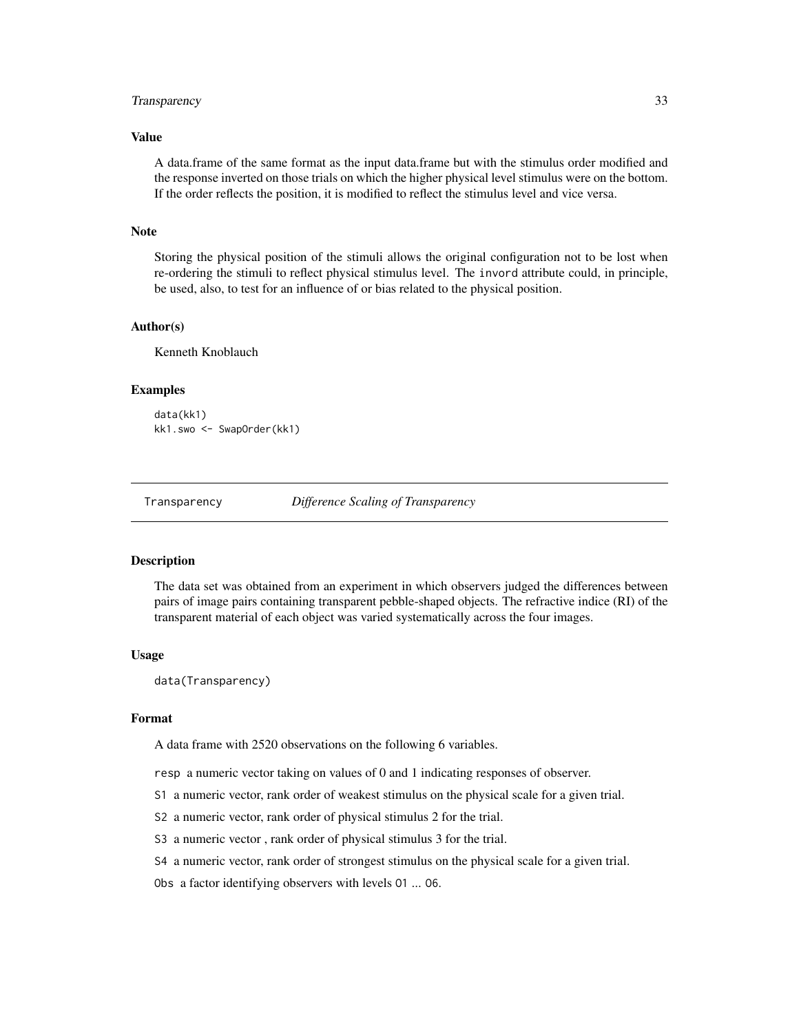### Value

A data.frame of the same format as the input data.frame but with the stimulus order modified and the response inverted on those trials on which the higher physical level stimulus were on the bottom. If the order reflects the position, it is modified to reflect the stimulus level and vice versa.

### Note

Storing the physical position of the stimuli allows the original configuration not to be lost when re-ordering the stimuli to reflect physical stimulus level. The `invord` attribute could, in principle, be used, also, to test for an influence of or bias related to the physical position.

### Author(s)

Kenneth Knoblauch

### Examples

```
data(kk1)
kk1.swo <- SwapOrder(kk1)
```

---

## Transparency    *Difference Scaling of Transparency*

---

### Description

The data set was obtained from an experiment in which observers judged the differences between pairs of image pairs containing transparent pebble-shaped objects. The refractive indice (RI) of the transparent material of each object was varied systematically across the four images.

### Usage

```
data(Transparency)
```

### Format

A data frame with 2520 observations on the following 6 variables.

`resp` a numeric vector taking on values of 0 and 1 indicating responses of observer.

`S1` a numeric vector, rank order of weakest stimulus on the physical scale for a given trial.

`S2` a numeric vector, rank order of physical stimulus 2 for the trial.

`S3` a numeric vector , rank order of physical stimulus 3 for the trial.

`S4` a numeric vector, rank order of strongest stimulus on the physical scale for a given trial.

`Obs` a factor identifying observers with levels `O1` ... `O6`.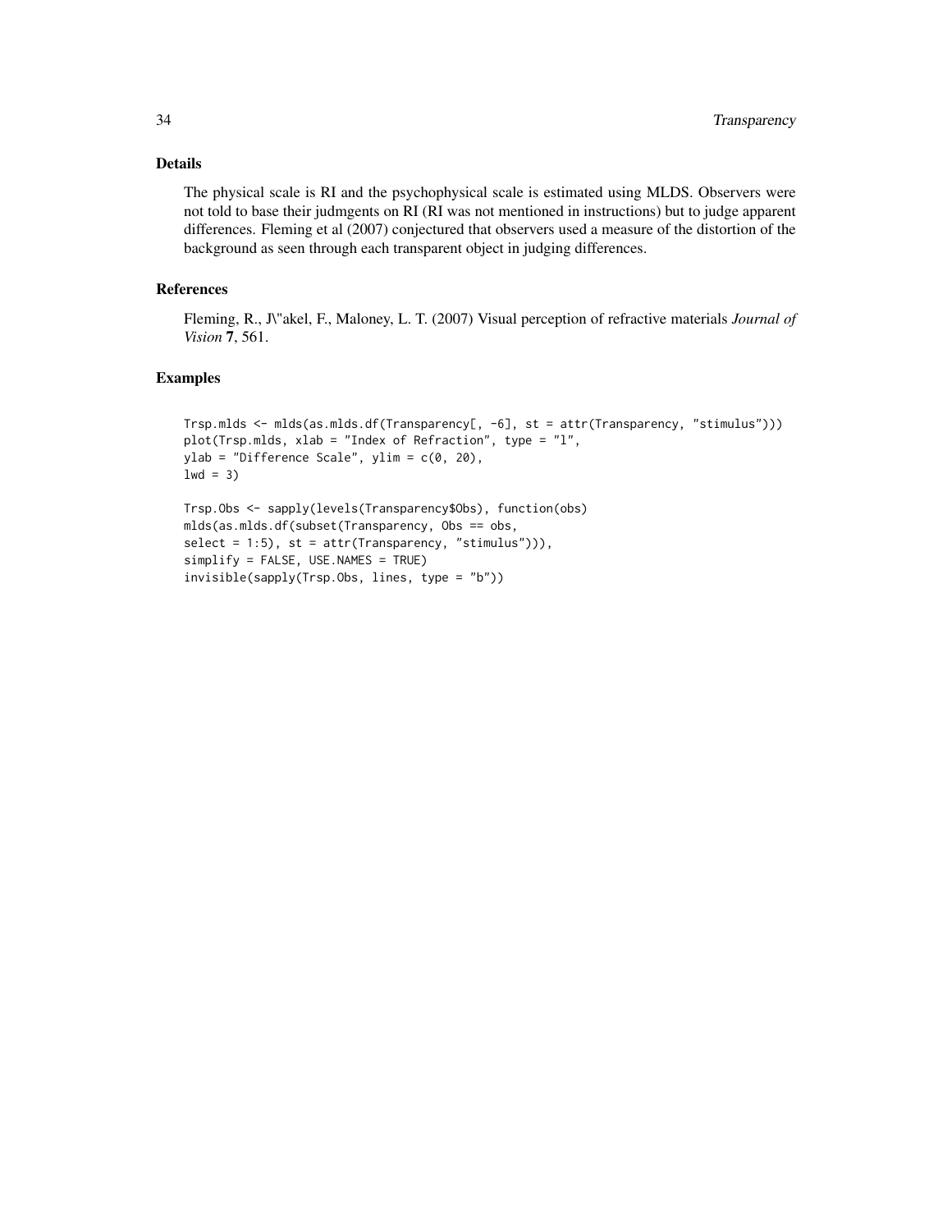## Details

The physical scale is RI and the psychophysical scale is estimated using MLDS. Observers were not told to base their judmgents on RI (RI was not mentioned in instructions) but to judge apparent differences. Fleming et al (2007) conjectured that observers used a measure of the distortion of the background as seen through each transparent object in judging differences.

## References

Fleming, R., J\"akel, F., Maloney, L. T. (2007) Visual perception of refractive materials *Journal of Vision* **7**, 561.

## Examples

```
Trsp.mlds <- mlds(as.mlds.df(Transparency[, -6], st = attr(Transparency, "stimulus")))
plot(Trsp.mlds, xlab = "Index of Refraction", type = "l",
ylab = "Difference Scale", ylim = c(0, 20),
lwd = 3)

Trsp.Obs <- sapply(levels(Transparency$Obs), function(obs)
mlds(as.mlds.df(subset(Transparency, Obs == obs,
select = 1:5), st = attr(Transparency, "stimulus"))),
simplify = FALSE, USE.NAMES = TRUE)
invisible(sapply(Trsp.Obs, lines, type = "b"))
```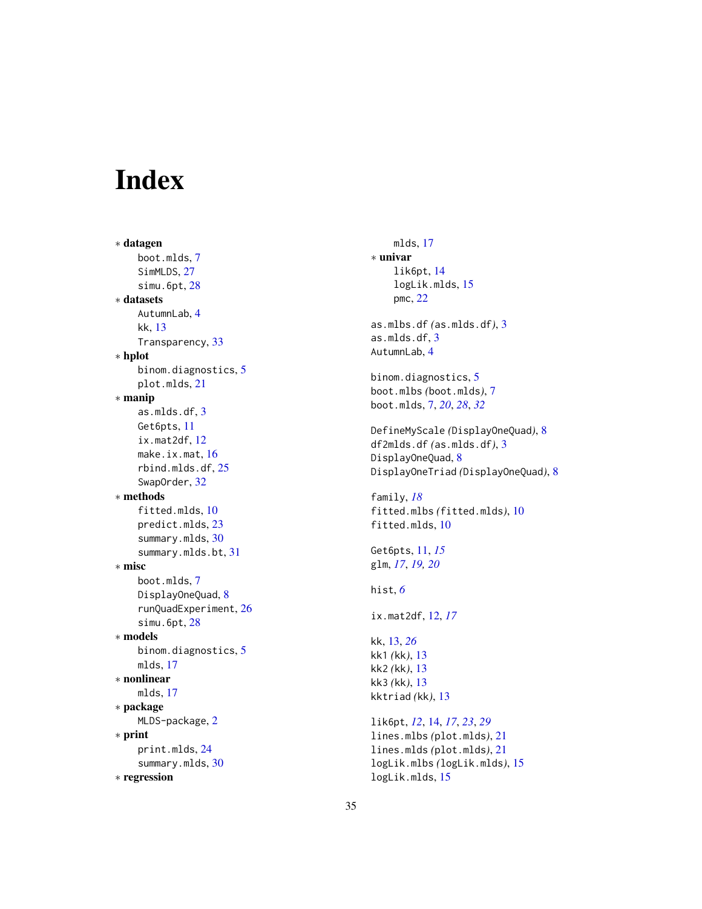# Index

∗ **datagen**
  boot.mlds, 7
  SimMLDS, 27
  simu.6pt, 28
∗ **datasets**
  AutumnLab, 4
  kk, 13
  Transparency, 33
∗ **hplot**
  binom.diagnostics, 5
  plot.mlds, 21
∗ **manip**
  as.mlds.df, 3
  Get6pts, 11
  ix.mat2df, 12
  make.ix.mat, 16
  rbind.mlds.df, 25
  SwapOrder, 32
∗ **methods**
  fitted.mlds, 10
  predict.mlds, 23
  summary.mlds, 30
  summary.mlds.bt, 31
∗ **misc**
  boot.mlds, 7
  DisplayOneQuad, 8
  runQuadExperiment, 26
  simu.6pt, 28
∗ **models**
  binom.diagnostics, 5
  mlds, 17
∗ **nonlinear**
  mlds, 17
∗ **package**
  MLDS-package, 2
∗ **print**
  print.mlds, 24
  summary.mlds, 30
∗ **regression**
  mlds, 17
∗ **univar**
  lik6pt, 14
  logLik.mlds, 15
  pmc, 22

as.mlbs.df *(*as.mlds.df*)*, 3
as.mlds.df, 3
AutumnLab, 4

binom.diagnostics, 5
boot.mlbs *(*boot.mlds*)*, 7
boot.mlds, 7, *20*, *28*, *32*

DefineMyScale *(*DisplayOneQuad*)*, 8
df2mlds.df *(*as.mlds.df*)*, 3
DisplayOneQuad, 8
DisplayOneTriad *(*DisplayOneQuad*)*, 8

family, *18*
fitted.mlbs *(*fitted.mlds*)*, 10
fitted.mlds, 10

Get6pts, 11, *15*
glm, *17*, *19*, *20*

hist, *6*

ix.mat2df, 12, *17*

kk, 13, *26*
kk1 *(*kk*)*, 13
kk2 *(*kk*)*, 13
kk3 *(*kk*)*, 13
kktriad *(*kk*)*, 13

lik6pt, *12*, 14, *17*, *23*, *29*
lines.mlbs *(*plot.mlds*)*, 21
lines.mlds *(*plot.mlds*)*, 21
logLik.mlbs *(*logLik.mlds*)*, 15
logLik.mlds, 15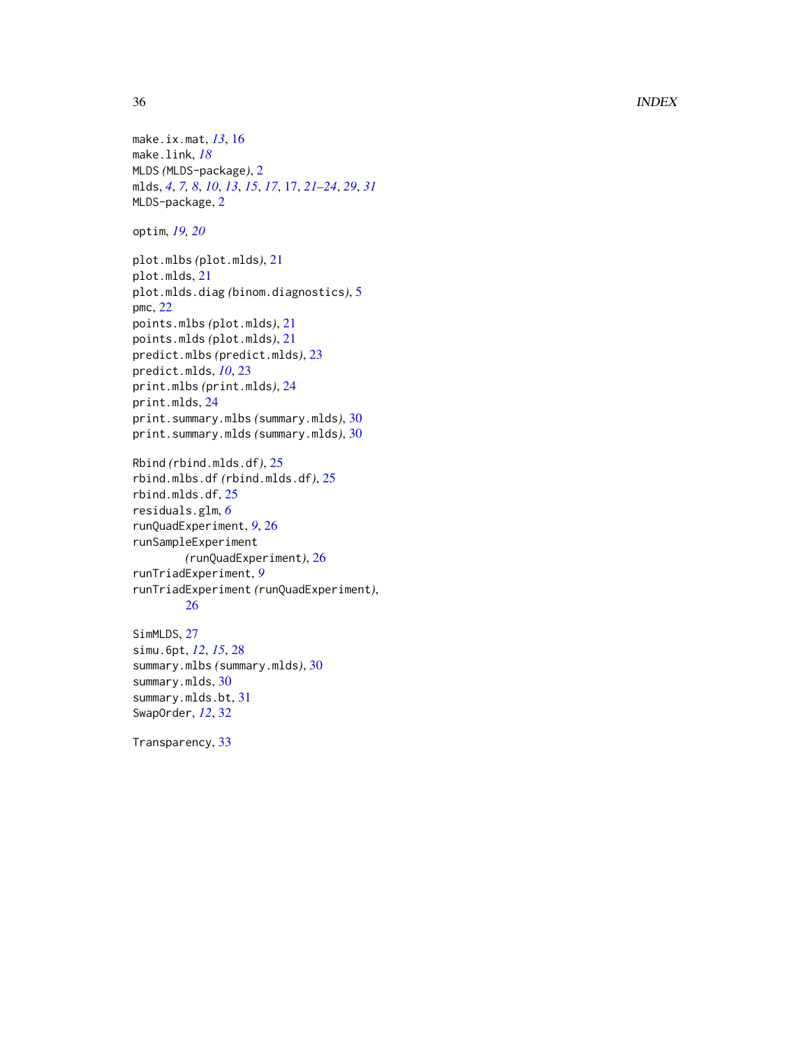make.ix.mat, *13*, 16
make.link, *18*
MLDS *(*MLDS-package*)*, 2
mlds, *4*, *7, 8*, *10*, *13*, *15*, *17*, 17, *21–24*, *29*, *31*
MLDS-package, 2

optim, *19, 20*

plot.mlbs *(*plot.mlds*)*, 21
plot.mlds, 21
plot.mlds.diag *(*binom.diagnostics*)*, 5
pmc, 22
points.mlbs *(*plot.mlds*)*, 21
points.mlds *(*plot.mlds*)*, 21
predict.mlbs *(*predict.mlds*)*, 23
predict.mlds, *10*, 23
print.mlbs *(*print.mlds*)*, 24
print.mlds, 24
print.summary.mlbs *(*summary.mlds*)*, 30
print.summary.mlds *(*summary.mlds*)*, 30

Rbind *(*rbind.mlds.df*)*, 25
rbind.mlbs.df *(*rbind.mlds.df*)*, 25
rbind.mlds.df, 25
residuals.glm, *6*
runQuadExperiment, *9*, 26
runSampleExperiment
*(*runQuadExperiment*)*, 26
runTriadExperiment, *9*
runTriadExperiment *(*runQuadExperiment*)*,
26

SimMLDS, 27
simu.6pt, *12*, *15*, 28
summary.mlbs *(*summary.mlds*)*, 30
summary.mlds, 30
summary.mlds.bt, 31
SwapOrder, *12*, 32

Transparency, 33